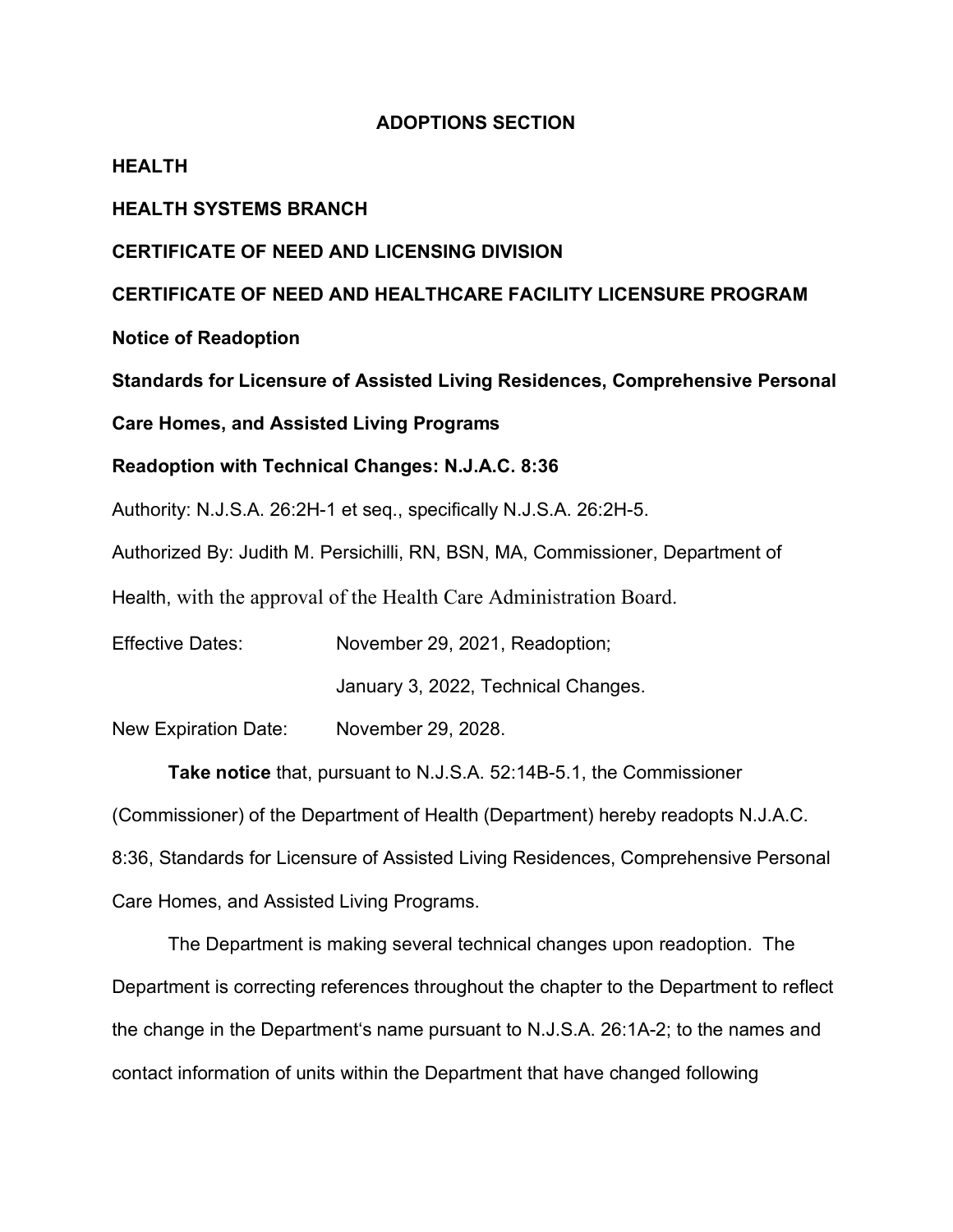**ADOPTIONS SECTION**

**HEALTH**

**HEALTH SYSTEMS BRANCH**

**CERTIFICATE OF NEED AND LICENSING DIVISION**

**CERTIFICATE OF NEED AND HEALTHCARE FACILITY LICENSURE PROGRAM**

**Notice of Readoption**

**Standards for Licensure of Assisted Living Residences, Comprehensive Personal Care Homes, and Assisted Living Programs**

**Readoption with Technical Changes: N.J.A.C. 8:36**

Authority: N.J.S.A. 26:2H-1 et seq., specifically N.J.S.A. 26:2H-5.

Authorized By: Judith M. Persichilli, RN, BSN, MA, Commissioner, Department of Health, with the approval of the Health Care Administration Board.

Effective Dates: November 29, 2021, Readoption;

January 3, 2022, Technical Changes.

New Expiration Date: November 29, 2028.

**Take notice** that, pursuant to N.J.S.A. 52:14B-5.1, the Commissioner (Commissioner) of the Department of Health (Department) hereby readopts N.J.A.C. 8:36, Standards for Licensure of Assisted Living Residences, Comprehensive Personal Care Homes, and Assisted Living Programs.

The Department is making several technical changes upon readoption. The Department is correcting references throughout the chapter to the Department to reflect the change in the Department's name pursuant to N.J.S.A. 26:1A-2; to the names and contact information of units within the Department that have changed following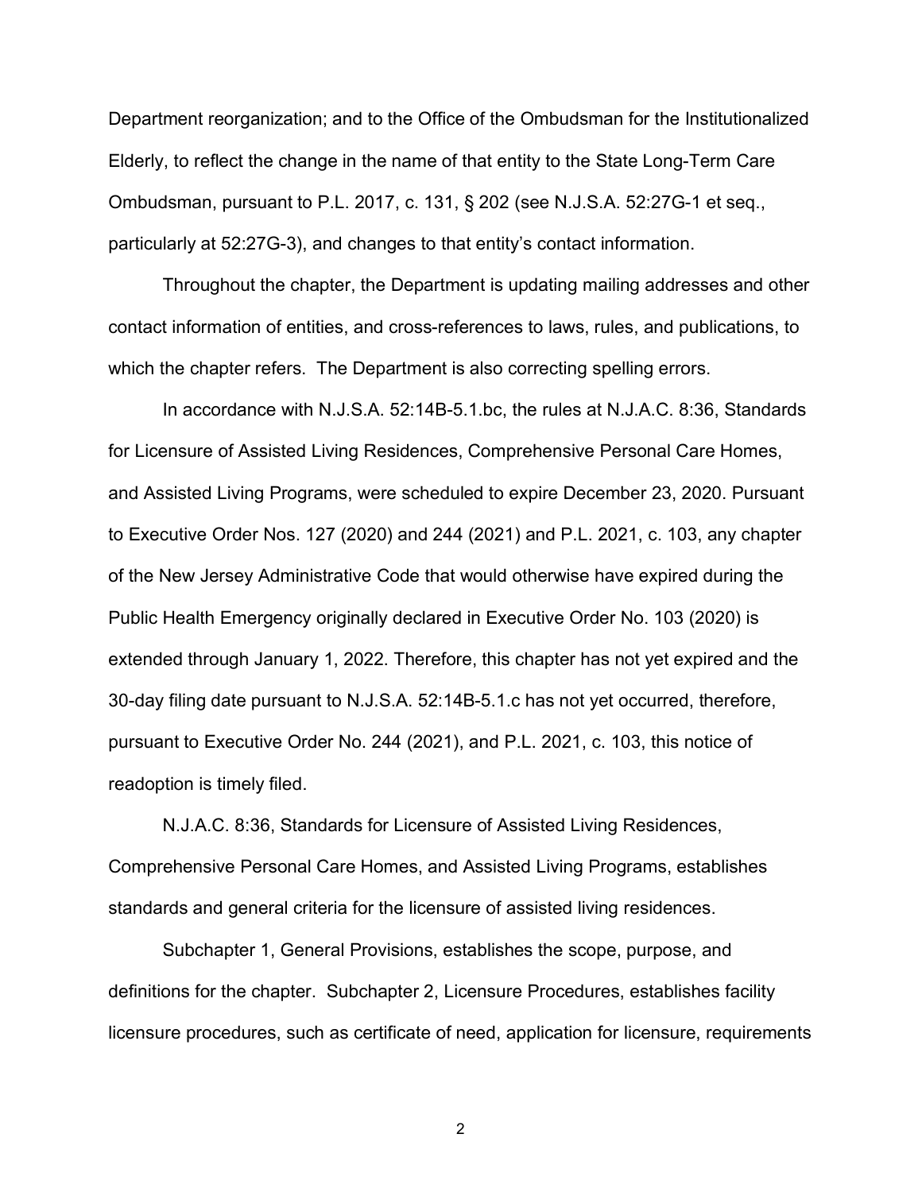Department reorganization; and to the Office of the Ombudsman for the Institutionalized Elderly, to reflect the change in the name of that entity to the State Long-Term Care Ombudsman, pursuant to P.L. 2017, c. 131, § 202 (see N.J.S.A. 52:27G-1 et seq., particularly at 52:27G-3), and changes to that entity's contact information.

Throughout the chapter, the Department is updating mailing addresses and other contact information of entities, and cross-references to laws, rules, and publications, to which the chapter refers. The Department is also correcting spelling errors.

In accordance with N.J.S.A. 52:14B-5.1.bc, the rules at N.J.A.C. 8:36, Standards for Licensure of Assisted Living Residences, Comprehensive Personal Care Homes, and Assisted Living Programs, were scheduled to expire December 23, 2020. Pursuant to Executive Order Nos. 127 (2020) and 244 (2021) and P.L. 2021, c. 103, any chapter of the New Jersey Administrative Code that would otherwise have expired during the Public Health Emergency originally declared in Executive Order No. 103 (2020) is extended through January 1, 2022. Therefore, this chapter has not yet expired and the 30-day filing date pursuant to N.J.S.A. 52:14B-5.1.c has not yet occurred, therefore, pursuant to Executive Order No. 244 (2021), and P.L. 2021, c. 103, this notice of readoption is timely filed.

N.J.A.C. 8:36, Standards for Licensure of Assisted Living Residences, Comprehensive Personal Care Homes, and Assisted Living Programs, establishes standards and general criteria for the licensure of assisted living residences.

Subchapter 1, General Provisions, establishes the scope, purpose, and definitions for the chapter. Subchapter 2, Licensure Procedures, establishes facility licensure procedures, such as certificate of need, application for licensure, requirements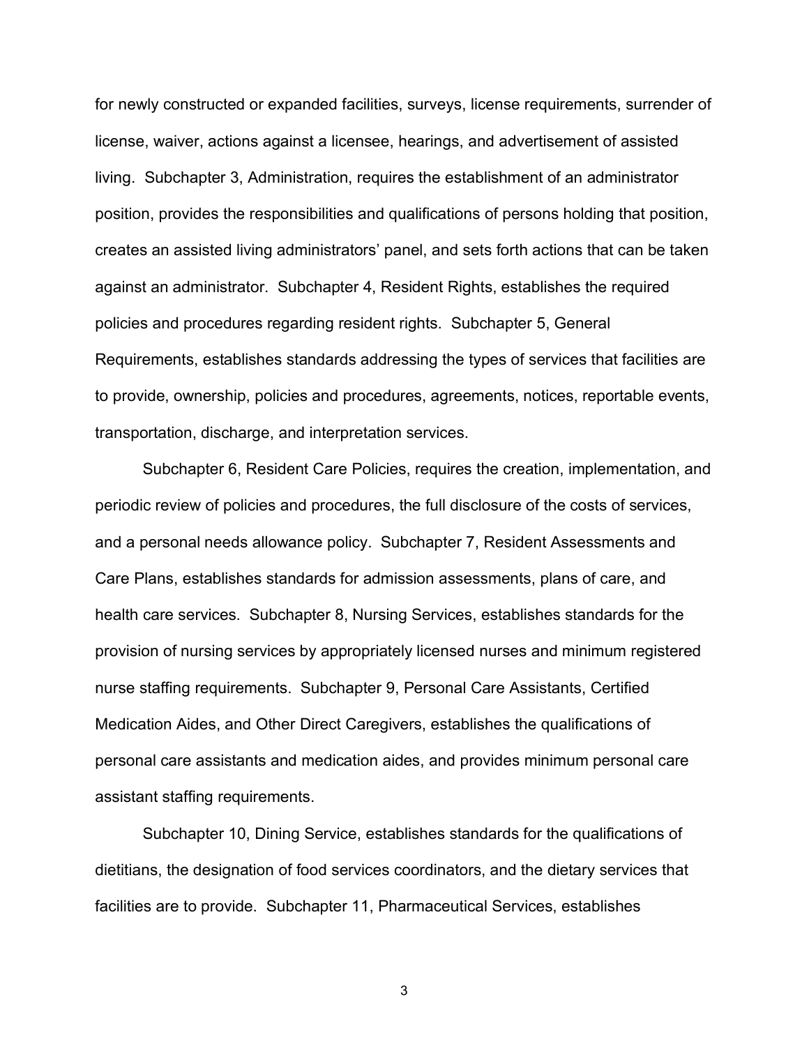for newly constructed or expanded facilities, surveys, license requirements, surrender of license, waiver, actions against a licensee, hearings, and advertisement of assisted living. Subchapter 3, Administration, requires the establishment of an administrator position, provides the responsibilities and qualifications of persons holding that position, creates an assisted living administrators' panel, and sets forth actions that can be taken against an administrator. Subchapter 4, Resident Rights, establishes the required policies and procedures regarding resident rights. Subchapter 5, General Requirements, establishes standards addressing the types of services that facilities are to provide, ownership, policies and procedures, agreements, notices, reportable events, transportation, discharge, and interpretation services.

Subchapter 6, Resident Care Policies, requires the creation, implementation, and periodic review of policies and procedures, the full disclosure of the costs of services, and a personal needs allowance policy. Subchapter 7, Resident Assessments and Care Plans, establishes standards for admission assessments, plans of care, and health care services. Subchapter 8, Nursing Services, establishes standards for the provision of nursing services by appropriately licensed nurses and minimum registered nurse staffing requirements. Subchapter 9, Personal Care Assistants, Certified Medication Aides, and Other Direct Caregivers, establishes the qualifications of personal care assistants and medication aides, and provides minimum personal care assistant staffing requirements.

Subchapter 10, Dining Service, establishes standards for the qualifications of dietitians, the designation of food services coordinators, and the dietary services that facilities are to provide. Subchapter 11, Pharmaceutical Services, establishes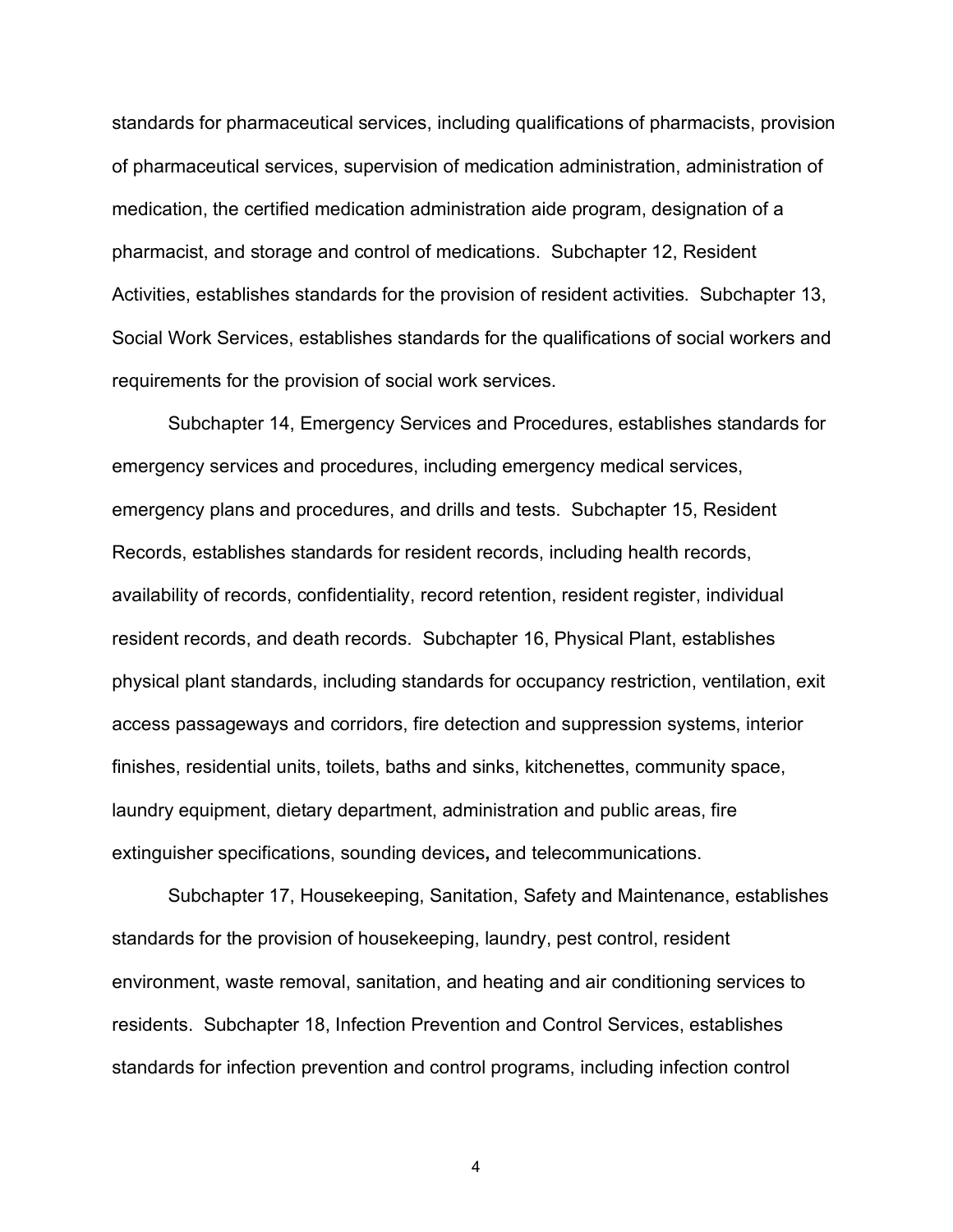standards for pharmaceutical services, including qualifications of pharmacists, provision of pharmaceutical services, supervision of medication administration, administration of medication, the certified medication administration aide program, designation of a pharmacist, and storage and control of medications. Subchapter 12, Resident Activities, establishes standards for the provision of resident activities. Subchapter 13, Social Work Services, establishes standards for the qualifications of social workers and requirements for the provision of social work services.

Subchapter 14, Emergency Services and Procedures, establishes standards for emergency services and procedures, including emergency medical services, emergency plans and procedures, and drills and tests. Subchapter 15, Resident Records, establishes standards for resident records, including health records, availability of records, confidentiality, record retention, resident register, individual resident records, and death records. Subchapter 16, Physical Plant, establishes physical plant standards, including standards for occupancy restriction, ventilation, exit access passageways and corridors, fire detection and suppression systems, interior finishes, residential units, toilets, baths and sinks, kitchenettes, community space, laundry equipment, dietary department, administration and public areas, fire extinguisher specifications, sounding devices**,** and telecommunications.

Subchapter 17, Housekeeping, Sanitation, Safety and Maintenance, establishes standards for the provision of housekeeping, laundry, pest control, resident environment, waste removal, sanitation, and heating and air conditioning services to residents. Subchapter 18, Infection Prevention and Control Services, establishes standards for infection prevention and control programs, including infection control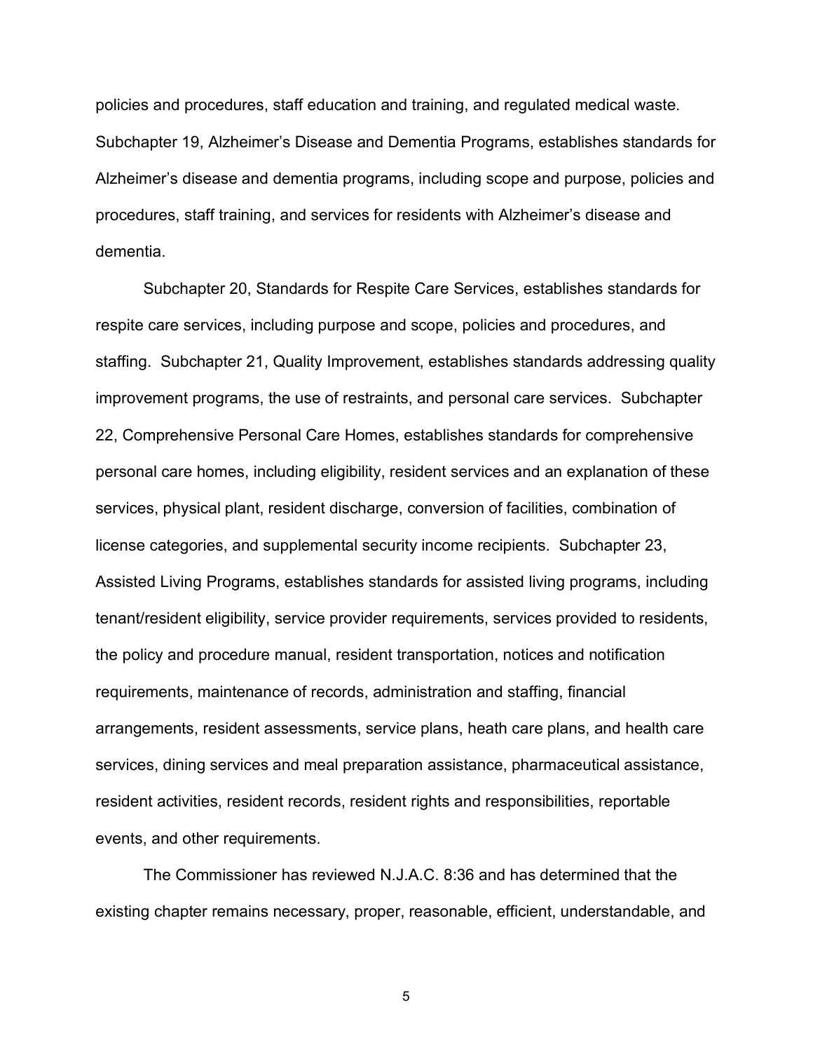policies and procedures, staff education and training, and regulated medical waste. Subchapter 19, Alzheimer's Disease and Dementia Programs, establishes standards for Alzheimer's disease and dementia programs, including scope and purpose, policies and procedures, staff training, and services for residents with Alzheimer's disease and dementia.

Subchapter 20, Standards for Respite Care Services, establishes standards for respite care services, including purpose and scope, policies and procedures, and staffing. Subchapter 21, Quality Improvement, establishes standards addressing quality improvement programs, the use of restraints, and personal care services. Subchapter 22, Comprehensive Personal Care Homes, establishes standards for comprehensive personal care homes, including eligibility, resident services and an explanation of these services, physical plant, resident discharge, conversion of facilities, combination of license categories, and supplemental security income recipients. Subchapter 23, Assisted Living Programs, establishes standards for assisted living programs, including tenant/resident eligibility, service provider requirements, services provided to residents, the policy and procedure manual, resident transportation, notices and notification requirements, maintenance of records, administration and staffing, financial arrangements, resident assessments, service plans, heath care plans, and health care services, dining services and meal preparation assistance, pharmaceutical assistance, resident activities, resident records, resident rights and responsibilities, reportable events, and other requirements.

The Commissioner has reviewed N.J.A.C. 8:36 and has determined that the existing chapter remains necessary, proper, reasonable, efficient, understandable, and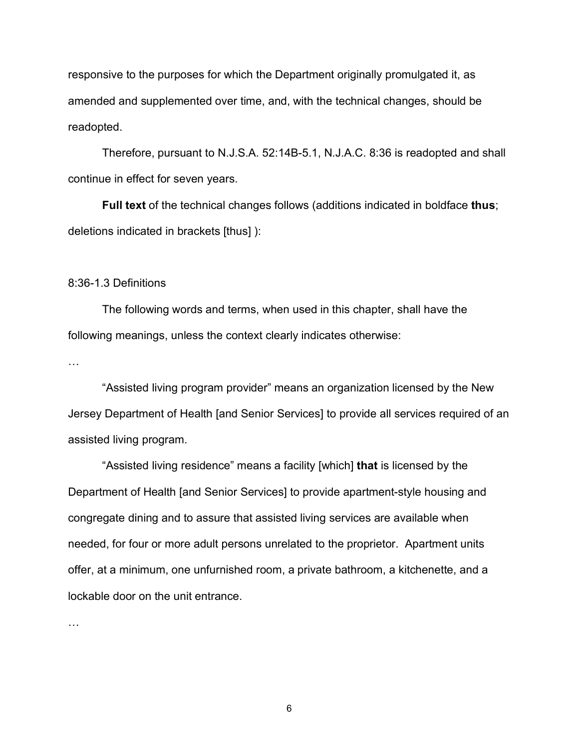responsive to the purposes for which the Department originally promulgated it, as amended and supplemented over time, and, with the technical changes, should be readopted.

Therefore, pursuant to N.J.S.A. 52:14B-5.1, N.J.A.C. 8:36 is readopted and shall continue in effect for seven years.

**Full text** of the technical changes follows (additions indicated in boldface **thus**; deletions indicated in brackets [thus] ):

8:36-1.3 Definitions

The following words and terms, when used in this chapter, shall have the following meanings, unless the context clearly indicates otherwise:

…

"Assisted living program provider" means an organization licensed by the New Jersey Department of Health [and Senior Services] to provide all services required of an assisted living program.

"Assisted living residence" means a facility [which] **that** is licensed by the Department of Health [and Senior Services] to provide apartment-style housing and congregate dining and to assure that assisted living services are available when needed, for four or more adult persons unrelated to the proprietor. Apartment units offer, at a minimum, one unfurnished room, a private bathroom, a kitchenette, and a lockable door on the unit entrance.

…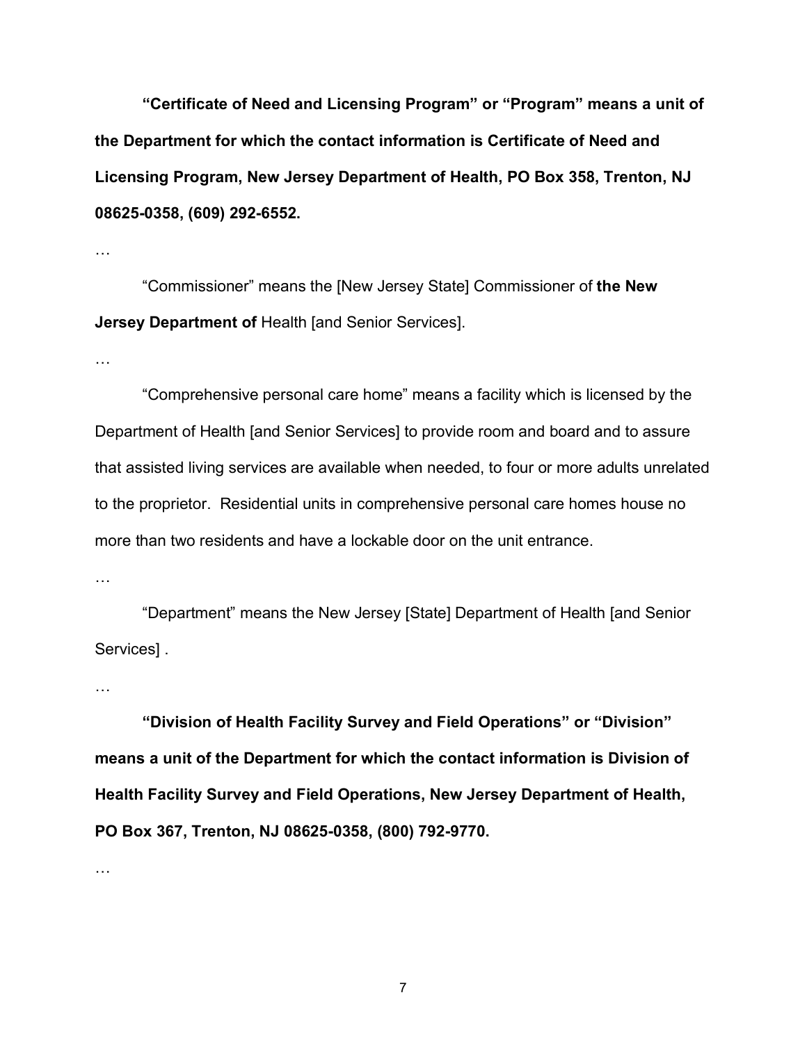**"Certificate of Need and Licensing Program" or "Program" means a unit of the Department for which the contact information is Certificate of Need and Licensing Program, New Jersey Department of Health, PO Box 358, Trenton, NJ 08625-0358, (609) 292-6552.**

…

"Commissioner" means the [New Jersey State] Commissioner of **the New Jersey Department of** Health [and Senior Services].

…

"Comprehensive personal care home" means a facility which is licensed by the Department of Health [and Senior Services] to provide room and board and to assure that assisted living services are available when needed, to four or more adults unrelated to the proprietor. Residential units in comprehensive personal care homes house no more than two residents and have a lockable door on the unit entrance.

…

"Department" means the New Jersey [State] Department of Health [and Senior Services] .

…

**"Division of Health Facility Survey and Field Operations" or "Division" means a unit of the Department for which the contact information is Division of Health Facility Survey and Field Operations, New Jersey Department of Health, PO Box 367, Trenton, NJ 08625-0358, (800) 792-9770.**

…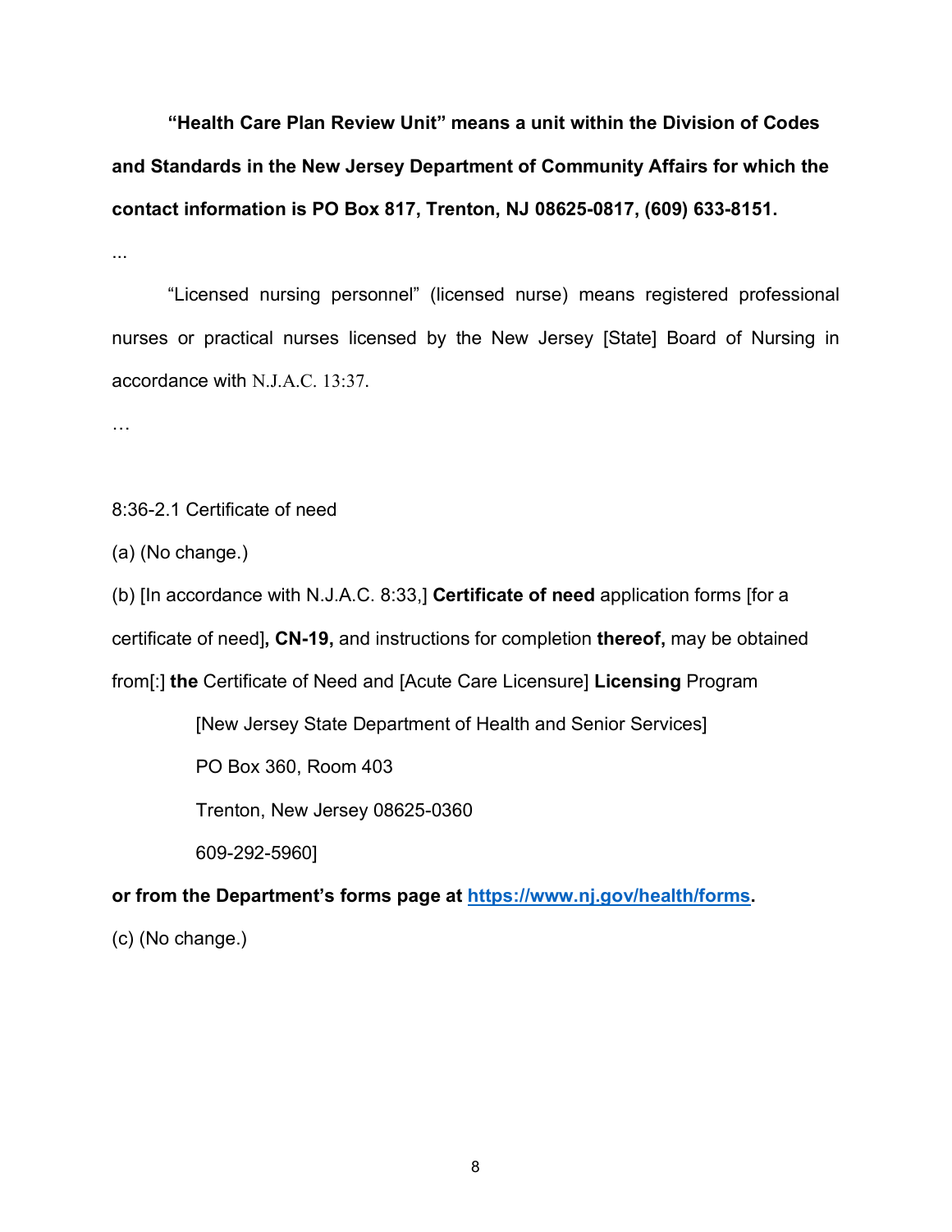**“Health Care Plan Review Unit” means a unit within the Division of Codes and Standards in the New Jersey Department of Community Affairs for which the contact information is PO Box 817, Trenton, NJ 08625-0817, (609) 633-8151.**

...

“Licensed nursing personnel” (licensed nurse) means registered professional nurses or practical nurses licensed by the New Jersey [State] Board of Nursing in accordance with N.J.A.C. 13:37.

…

8:36-2.1 Certificate of need

(a) (No change.)

(b) [In accordance with N.J.A.C. 8:33,] **Certificate of need** application forms [for a certificate of need]**, CN-19,** and instructions for completion **thereof,** may be obtained from[:] **the** Certificate of Need and [Acute Care Licensure] **Licensing** Program

[New Jersey State Department of Health and Senior Services]

PO Box 360, Room 403

Trenton, New Jersey 08625-0360

609-292-5960]

**or from the Department’s forms page at https://www.nj.gov/health/forms.**

(c) (No change.)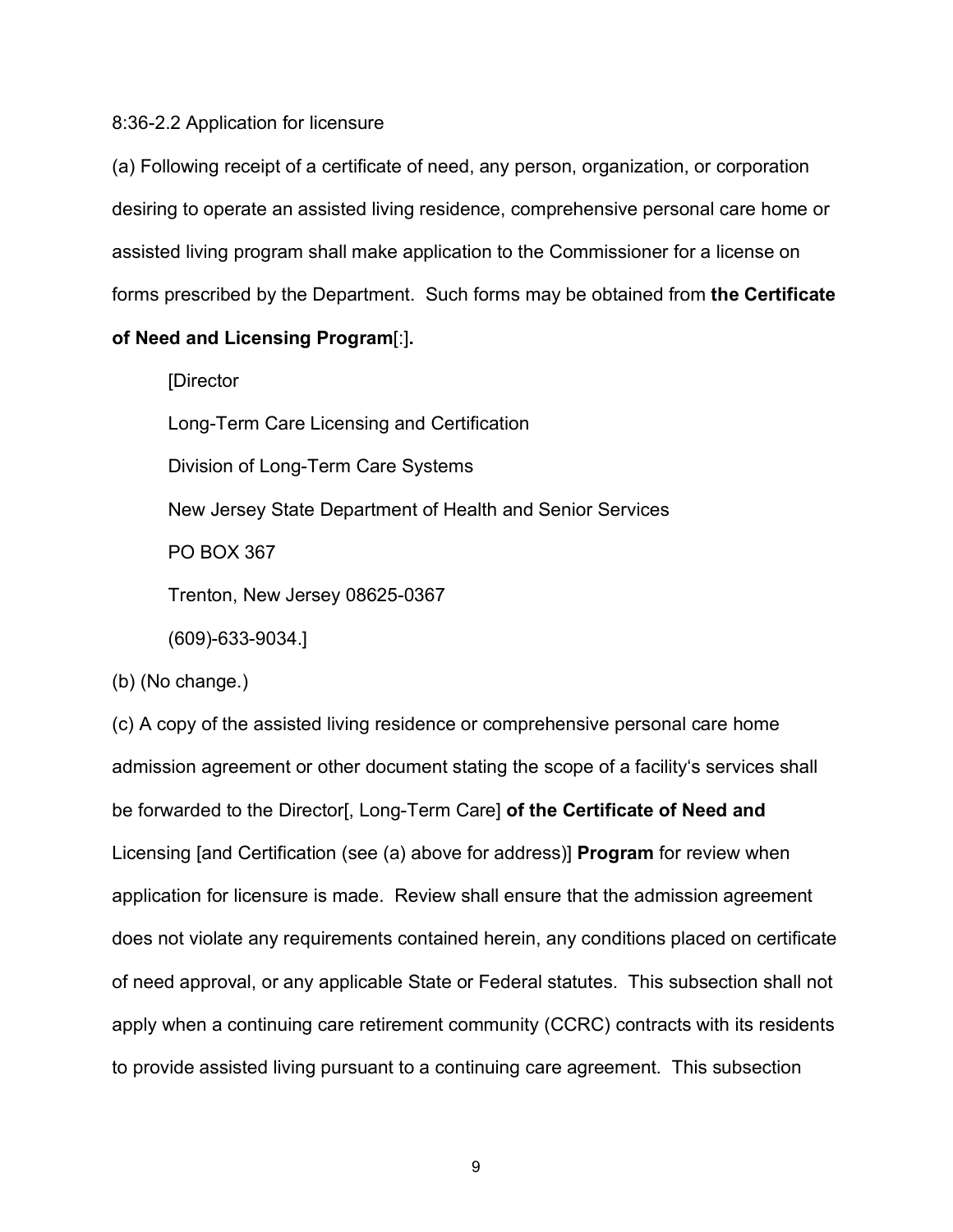8:36-2.2 Application for licensure

(a) Following receipt of a certificate of need, any person, organization, or corporation desiring to operate an assisted living residence, comprehensive personal care home or assisted living program shall make application to the Commissioner for a license on forms prescribed by the Department. Such forms may be obtained from **the Certificate of Need and Licensing Program**[:]**.**

[Director

Long-Term Care Licensing and Certification

Division of Long-Term Care Systems

New Jersey State Department of Health and Senior Services

PO BOX 367

Trenton, New Jersey 08625-0367

(609)-633-9034.]

(b) (No change.)

(c) A copy of the assisted living residence or comprehensive personal care home admission agreement or other document stating the scope of a facility's services shall be forwarded to the Director[, Long-Term Care] **of the Certificate of Need and** Licensing [and Certification (see (a) above for address)] **Program** for review when application for licensure is made. Review shall ensure that the admission agreement does not violate any requirements contained herein, any conditions placed on certificate of need approval, or any applicable State or Federal statutes. This subsection shall not apply when a continuing care retirement community (CCRC) contracts with its residents to provide assisted living pursuant to a continuing care agreement. This subsection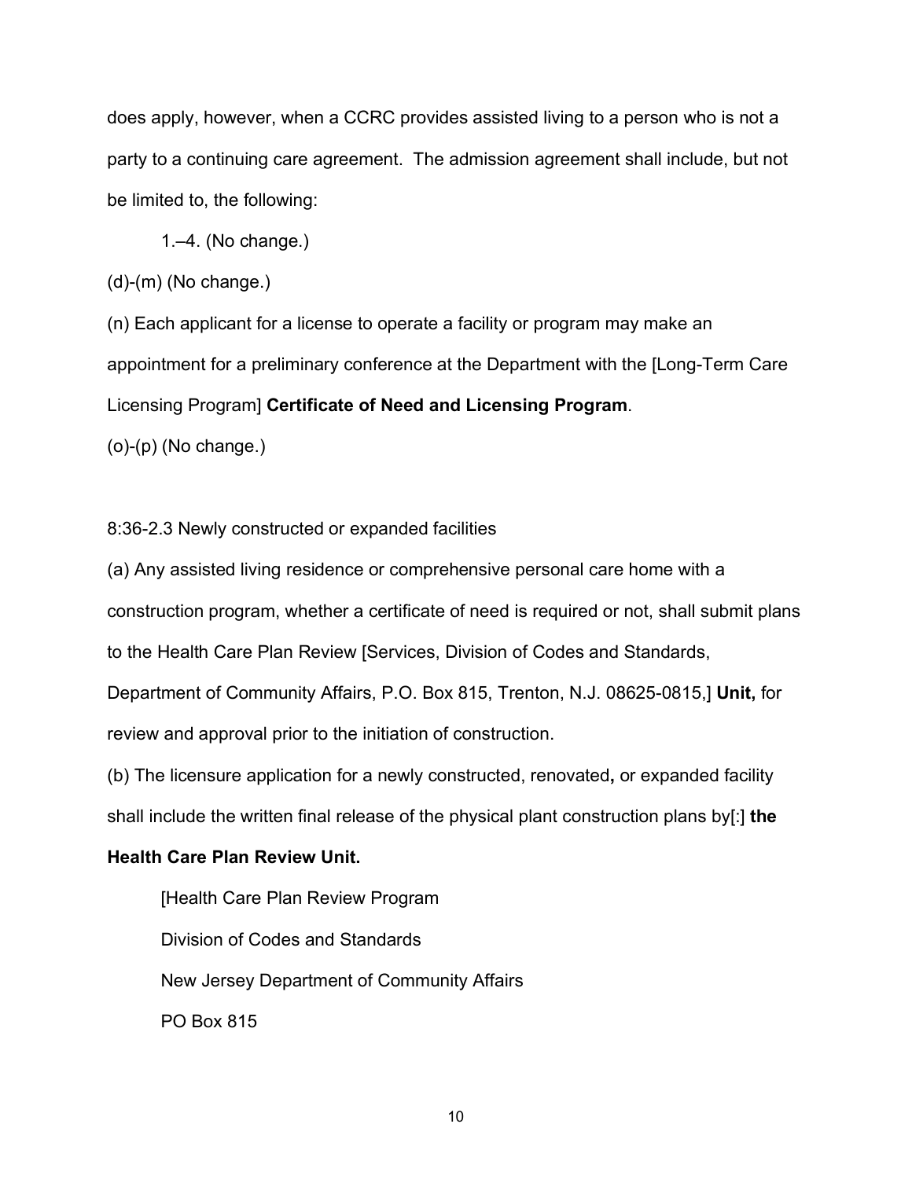does apply, however, when a CCRC provides assisted living to a person who is not a party to a continuing care agreement. The admission agreement shall include, but not be limited to, the following:

1.–4. (No change.)

(d)-(m) (No change.)

(n) Each applicant for a license to operate a facility or program may make an appointment for a preliminary conference at the Department with the [Long-Term Care Licensing Program] **Certificate of Need and Licensing Program**.

(o)-(p) (No change.)

8:36-2.3 Newly constructed or expanded facilities

(a) Any assisted living residence or comprehensive personal care home with a construction program, whether a certificate of need is required or not, shall submit plans to the Health Care Plan Review [Services, Division of Codes and Standards, Department of Community Affairs, P.O. Box 815, Trenton, N.J. 08625-0815,] **Unit,** for review and approval prior to the initiation of construction.

(b) The licensure application for a newly constructed, renovated**,** or expanded facility shall include the written final release of the physical plant construction plans by[:] **the Health Care Plan Review Unit.**

[Health Care Plan Review Program

Division of Codes and Standards

New Jersey Department of Community Affairs

PO Box 815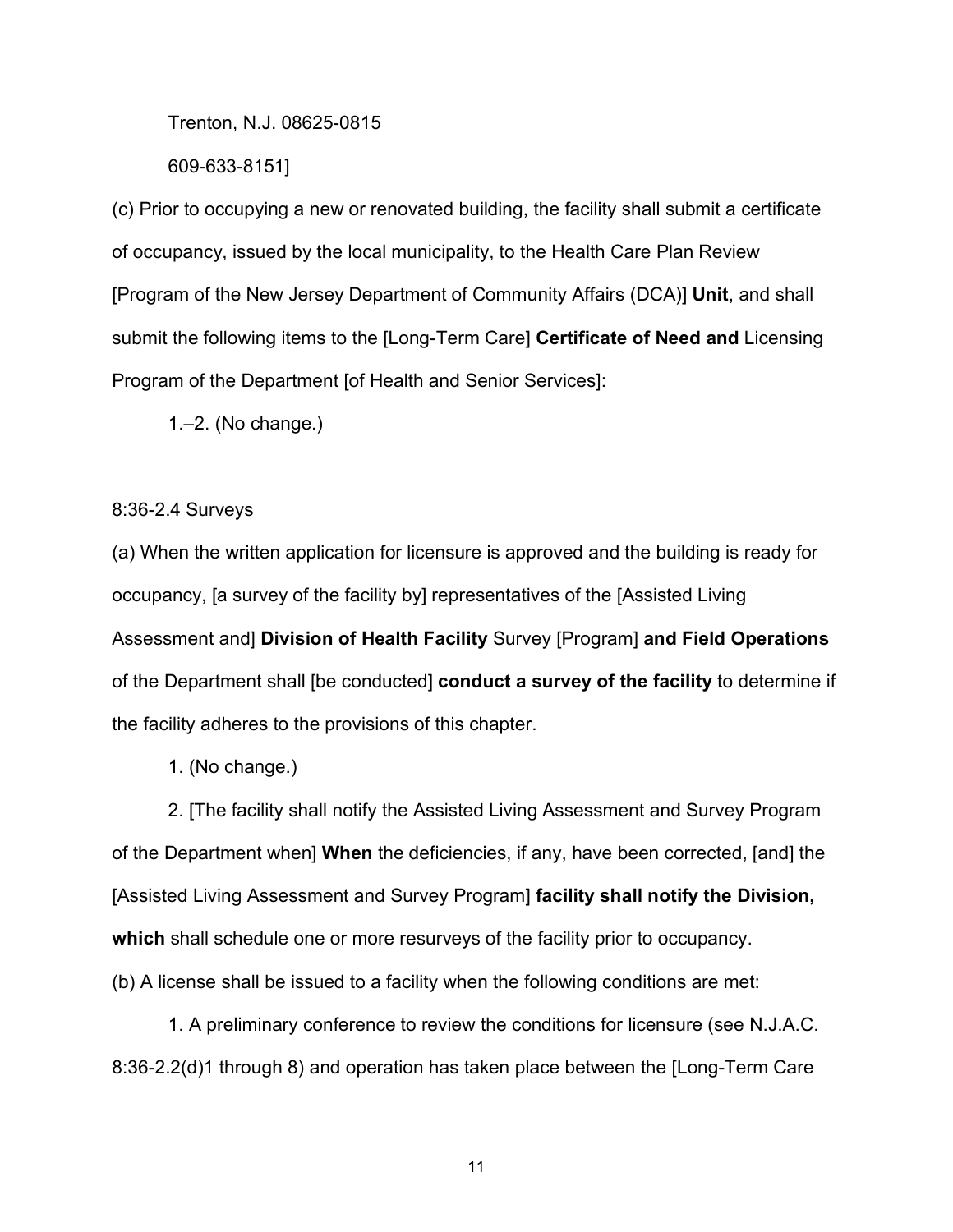Trenton, N.J. 08625-0815

609-633-8151]

(c) Prior to occupying a new or renovated building, the facility shall submit a certificate of occupancy, issued by the local municipality, to the Health Care Plan Review [Program of the New Jersey Department of Community Affairs (DCA)] **Unit**, and shall submit the following items to the [Long-Term Care] **Certificate of Need and** Licensing Program of the Department [of Health and Senior Services]:

1.–2. (No change.)

8:36-2.4 Surveys

(a) When the written application for licensure is approved and the building is ready for occupancy, [a survey of the facility by] representatives of the [Assisted Living Assessment and] **Division of Health Facility** Survey [Program] **and Field Operations** of the Department shall [be conducted] **conduct a survey of the facility** to determine if the facility adheres to the provisions of this chapter.

1. (No change.)

2. [The facility shall notify the Assisted Living Assessment and Survey Program of the Department when] **When** the deficiencies, if any, have been corrected, [and] the [Assisted Living Assessment and Survey Program] **facility shall notify the Division, which** shall schedule one or more resurveys of the facility prior to occupancy.

(b) A license shall be issued to a facility when the following conditions are met:

1. A preliminary conference to review the conditions for licensure (see N.J.A.C. 8:36-2.2(d)1 through 8) and operation has taken place between the [Long-Term Care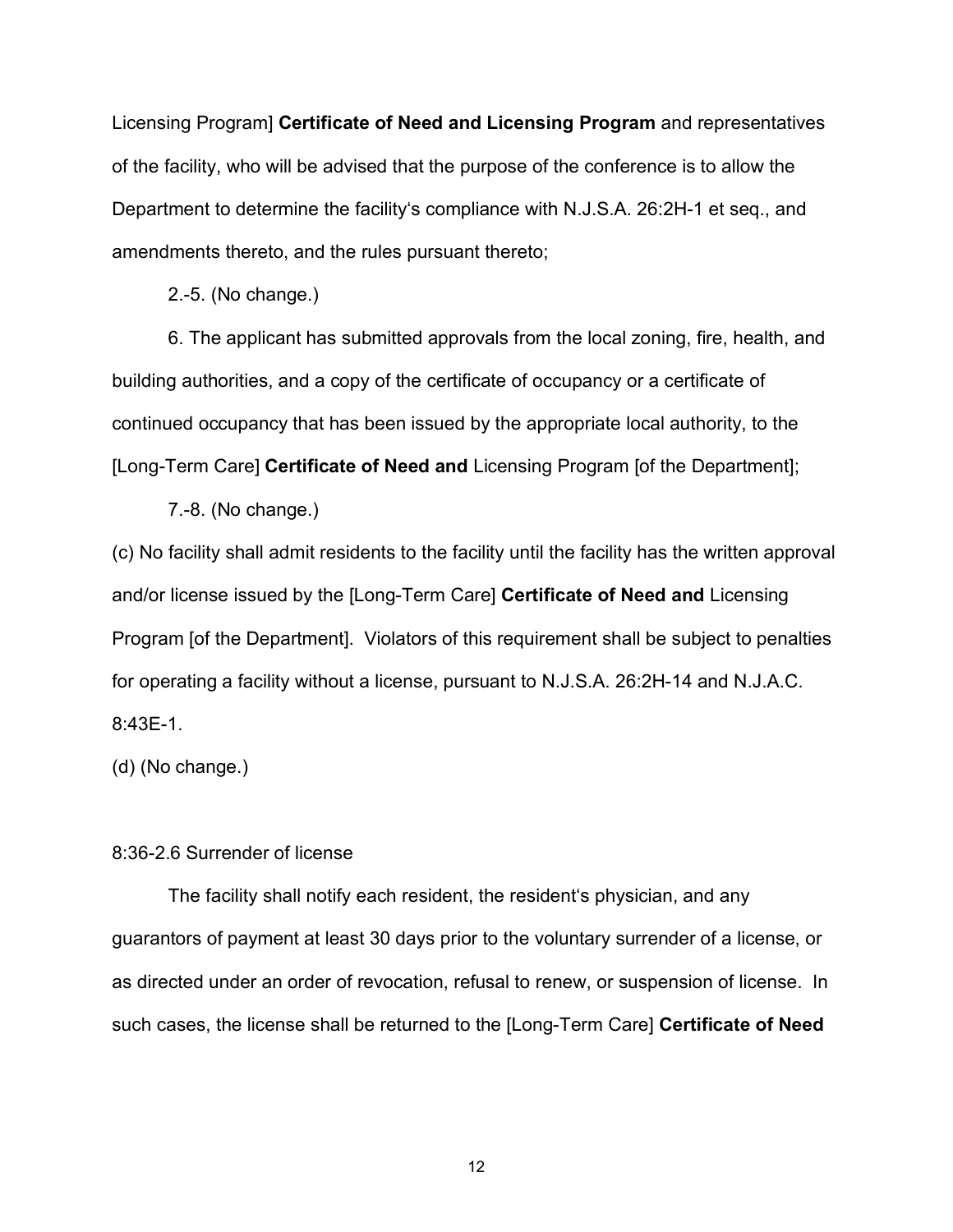Licensing Program] **Certificate of Need and Licensing Program** and representatives of the facility, who will be advised that the purpose of the conference is to allow the Department to determine the facility's compliance with N.J.S.A. 26:2H-1 et seq., and amendments thereto, and the rules pursuant thereto;

2.-5. (No change.)

6. The applicant has submitted approvals from the local zoning, fire, health, and building authorities, and a copy of the certificate of occupancy or a certificate of continued occupancy that has been issued by the appropriate local authority, to the [Long-Term Care] **Certificate of Need and** Licensing Program [of the Department];

7.-8. (No change.)

(c) No facility shall admit residents to the facility until the facility has the written approval and/or license issued by the [Long-Term Care] **Certificate of Need and** Licensing Program [of the Department]. Violators of this requirement shall be subject to penalties for operating a facility without a license, pursuant to N.J.S.A. 26:2H-14 and N.J.A.C. 8:43E-1.

(d) (No change.)

8:36-2.6 Surrender of license

The facility shall notify each resident, the resident's physician, and any guarantors of payment at least 30 days prior to the voluntary surrender of a license, or as directed under an order of revocation, refusal to renew, or suspension of license. In such cases, the license shall be returned to the [Long-Term Care] **Certificate of Need**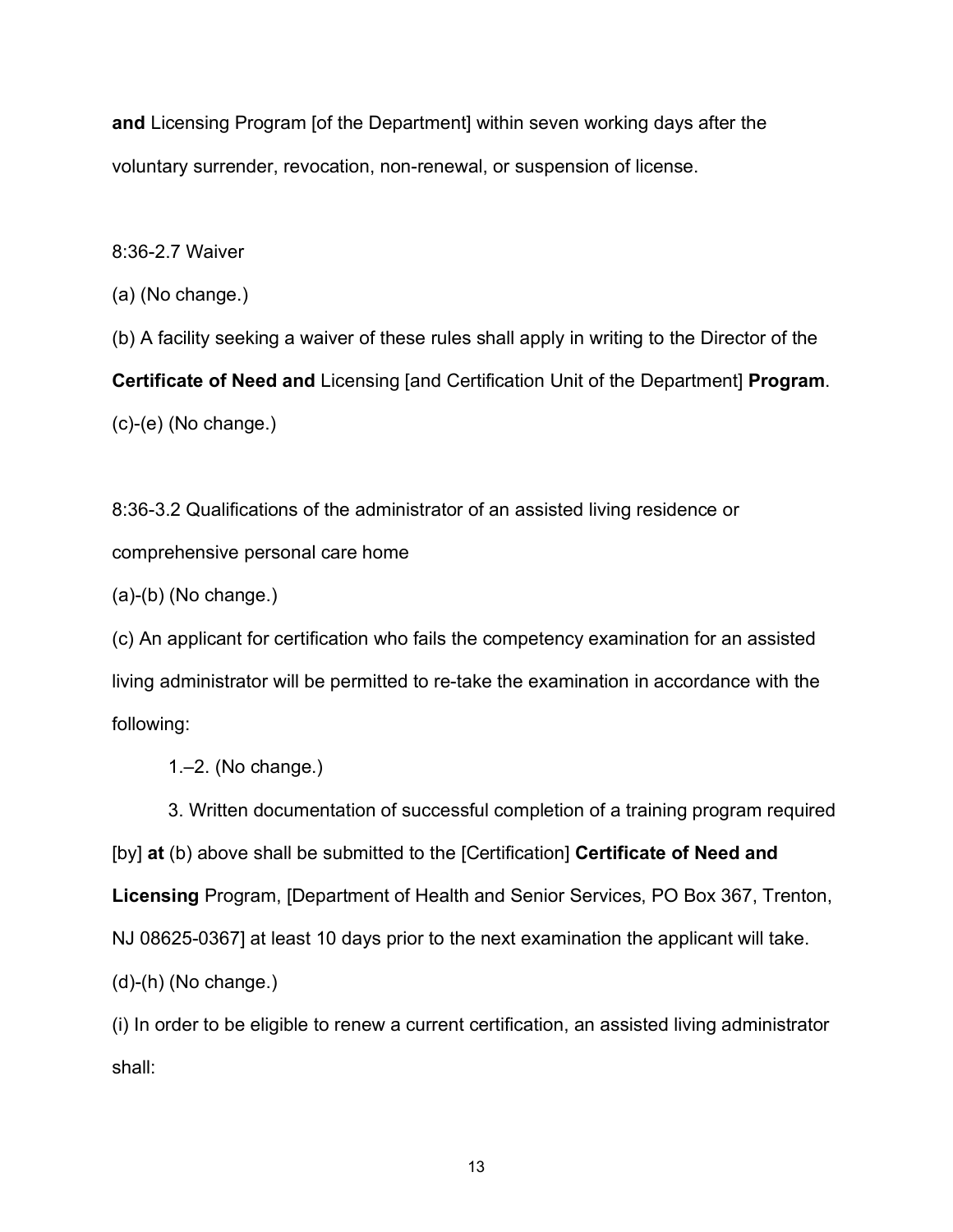**and** Licensing Program [of the Department] within seven working days after the voluntary surrender, revocation, non-renewal, or suspension of license.

8:36-2.7 Waiver

(a) (No change.)

(b) A facility seeking a waiver of these rules shall apply in writing to the Director of the **Certificate of Need and** Licensing [and Certification Unit of the Department] **Program**.

(c)-(e) (No change.)

8:36-3.2 Qualifications of the administrator of an assisted living residence or comprehensive personal care home

(a)-(b) (No change.)

(c) An applicant for certification who fails the competency examination for an assisted living administrator will be permitted to re-take the examination in accordance with the following:

1.–2. (No change.)

3. Written documentation of successful completion of a training program required [by] **at** (b) above shall be submitted to the [Certification] **Certificate of Need and Licensing** Program, [Department of Health and Senior Services, PO Box 367, Trenton, NJ 08625-0367] at least 10 days prior to the next examination the applicant will take.

(d)-(h) (No change.)

(i) In order to be eligible to renew a current certification, an assisted living administrator shall: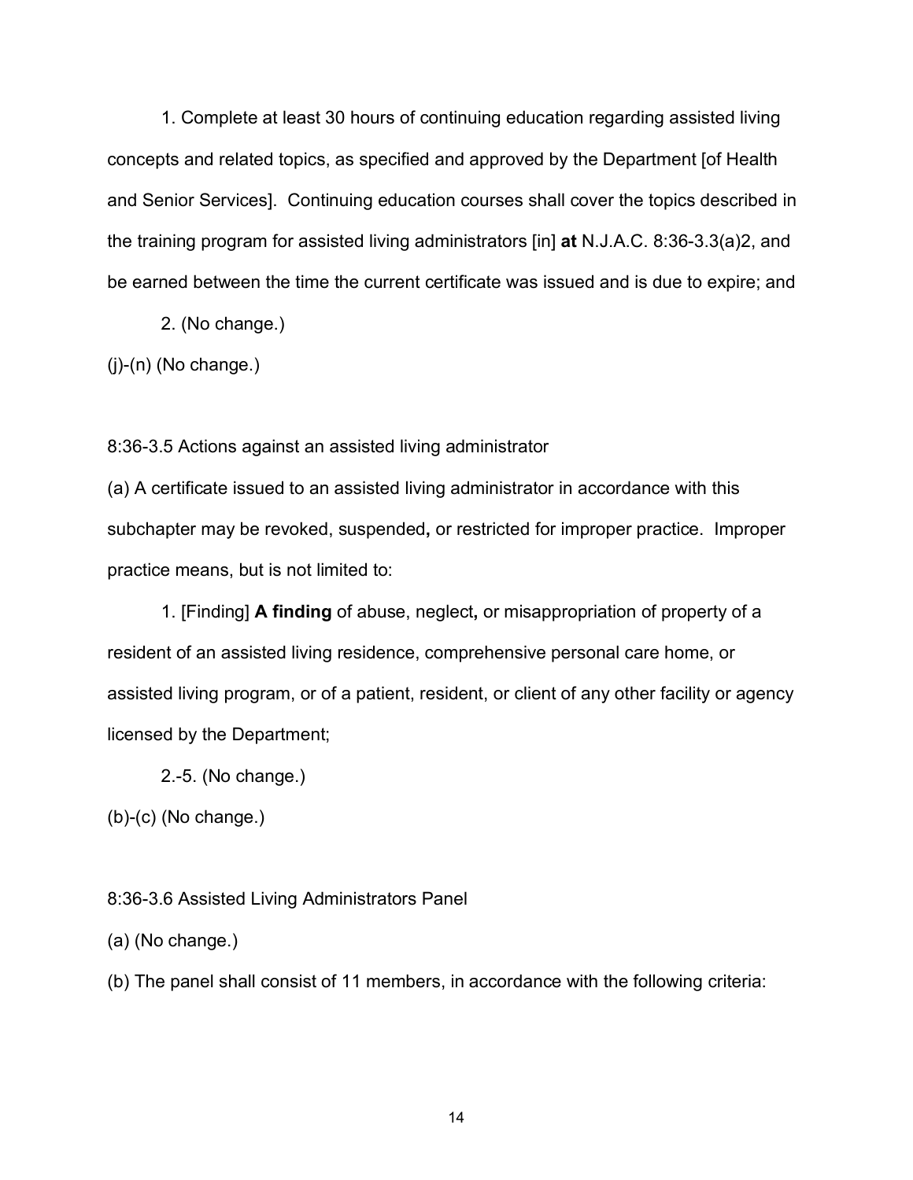1. Complete at least 30 hours of continuing education regarding assisted living concepts and related topics, as specified and approved by the Department [of Health and Senior Services]. Continuing education courses shall cover the topics described in the training program for assisted living administrators [in] **at** N.J.A.C. 8:36-3.3(a)2, and be earned between the time the current certificate was issued and is due to expire; and

2. (No change.)

(j)-(n) (No change.)

8:36-3.5 Actions against an assisted living administrator

(a) A certificate issued to an assisted living administrator in accordance with this subchapter may be revoked, suspended**,** or restricted for improper practice. Improper practice means, but is not limited to:

1. [Finding] **A finding** of abuse, neglect**,** or misappropriation of property of a resident of an assisted living residence, comprehensive personal care home, or assisted living program, or of a patient, resident, or client of any other facility or agency licensed by the Department;

2.-5. (No change.)

(b)-(c) (No change.)

8:36-3.6 Assisted Living Administrators Panel

(a) (No change.)

(b) The panel shall consist of 11 members, in accordance with the following criteria: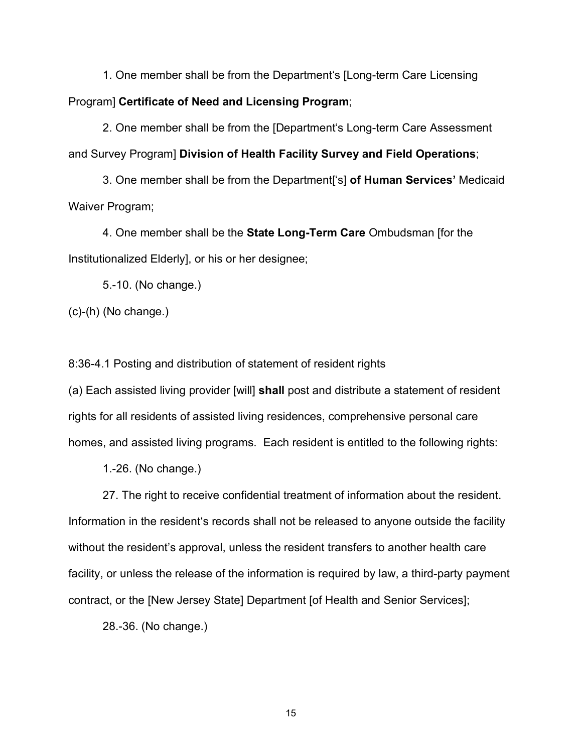1. One member shall be from the Department's [Long-term Care Licensing Program] **Certificate of Need and Licensing Program**;

2. One member shall be from the [Department's Long-term Care Assessment and Survey Program] **Division of Health Facility Survey and Field Operations**;

3. One member shall be from the Department['s] **of Human Services'** Medicaid Waiver Program;

4. One member shall be the **State Long-Term Care** Ombudsman [for the Institutionalized Elderly], or his or her designee;

5.-10. (No change.)

(c)-(h) (No change.)

8:36-4.1 Posting and distribution of statement of resident rights

(a) Each assisted living provider [will] **shall** post and distribute a statement of resident rights for all residents of assisted living residences, comprehensive personal care homes, and assisted living programs. Each resident is entitled to the following rights:

1.-26. (No change.)

27. The right to receive confidential treatment of information about the resident. Information in the resident's records shall not be released to anyone outside the facility without the resident's approval, unless the resident transfers to another health care facility, or unless the release of the information is required by law, a third-party payment contract, or the [New Jersey State] Department [of Health and Senior Services];

28.-36. (No change.)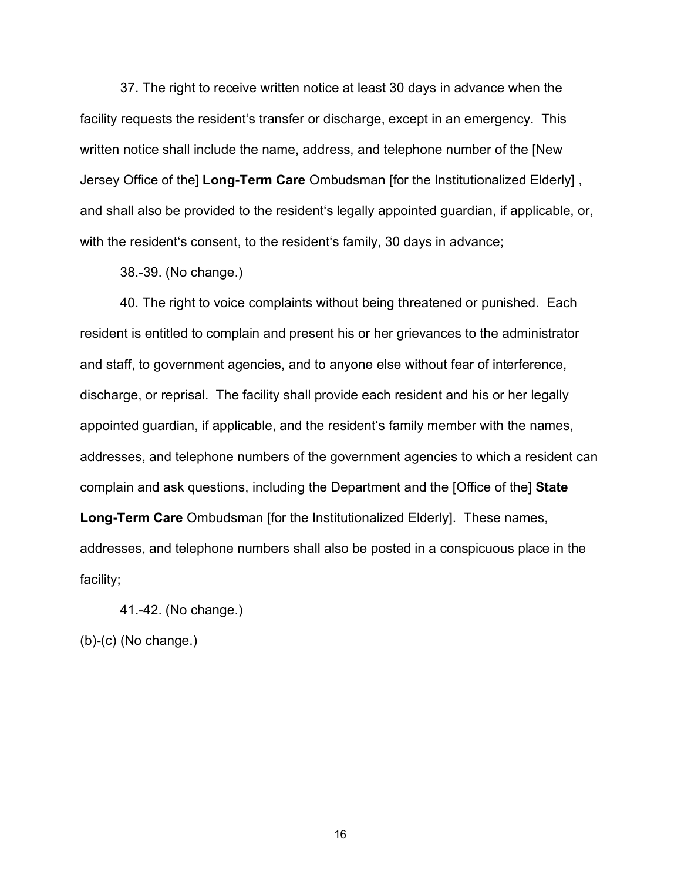37. The right to receive written notice at least 30 days in advance when the facility requests the resident's transfer or discharge, except in an emergency. This written notice shall include the name, address, and telephone number of the [New Jersey Office of the] **Long-Term Care** Ombudsman [for the Institutionalized Elderly] , and shall also be provided to the resident's legally appointed guardian, if applicable, or, with the resident's consent, to the resident's family, 30 days in advance;

38.-39. (No change.)

40. The right to voice complaints without being threatened or punished. Each resident is entitled to complain and present his or her grievances to the administrator and staff, to government agencies, and to anyone else without fear of interference, discharge, or reprisal. The facility shall provide each resident and his or her legally appointed guardian, if applicable, and the resident's family member with the names, addresses, and telephone numbers of the government agencies to which a resident can complain and ask questions, including the Department and the [Office of the] **State Long-Term Care** Ombudsman [for the Institutionalized Elderly]. These names, addresses, and telephone numbers shall also be posted in a conspicuous place in the facility;

41.-42. (No change.)

(b)-(c) (No change.)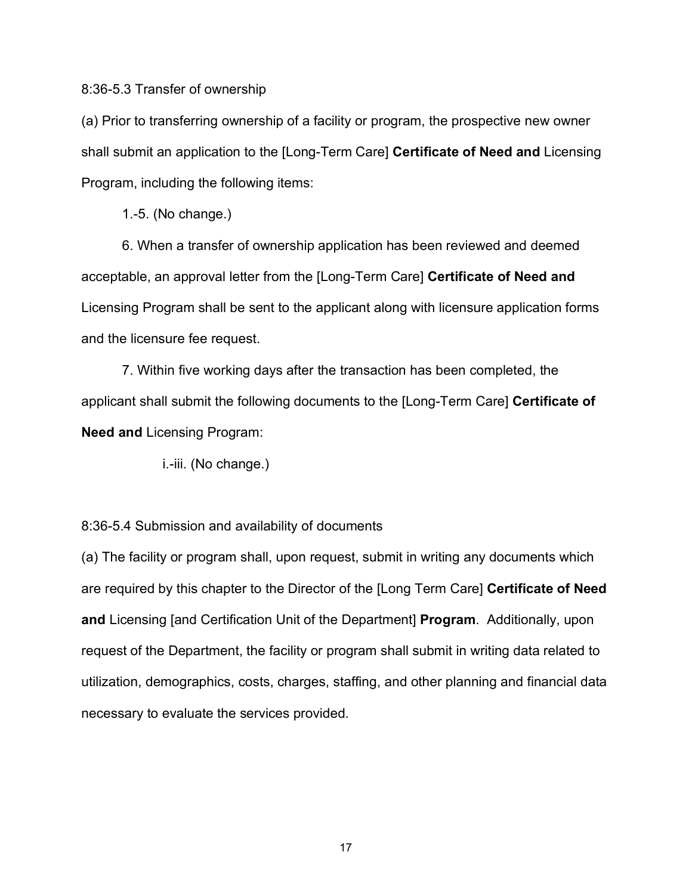8:36-5.3 Transfer of ownership

(a) Prior to transferring ownership of a facility or program, the prospective new owner shall submit an application to the [Long-Term Care] **Certificate of Need and** Licensing Program, including the following items:

1.-5. (No change.)

6. When a transfer of ownership application has been reviewed and deemed acceptable, an approval letter from the [Long-Term Care] **Certificate of Need and** Licensing Program shall be sent to the applicant along with licensure application forms and the licensure fee request.

7. Within five working days after the transaction has been completed, the applicant shall submit the following documents to the [Long-Term Care] **Certificate of Need and** Licensing Program:

i.-iii. (No change.)

8:36-5.4 Submission and availability of documents

(a) The facility or program shall, upon request, submit in writing any documents which are required by this chapter to the Director of the [Long Term Care] **Certificate of Need and** Licensing [and Certification Unit of the Department] **Program**. Additionally, upon request of the Department, the facility or program shall submit in writing data related to utilization, demographics, costs, charges, staffing, and other planning and financial data necessary to evaluate the services provided.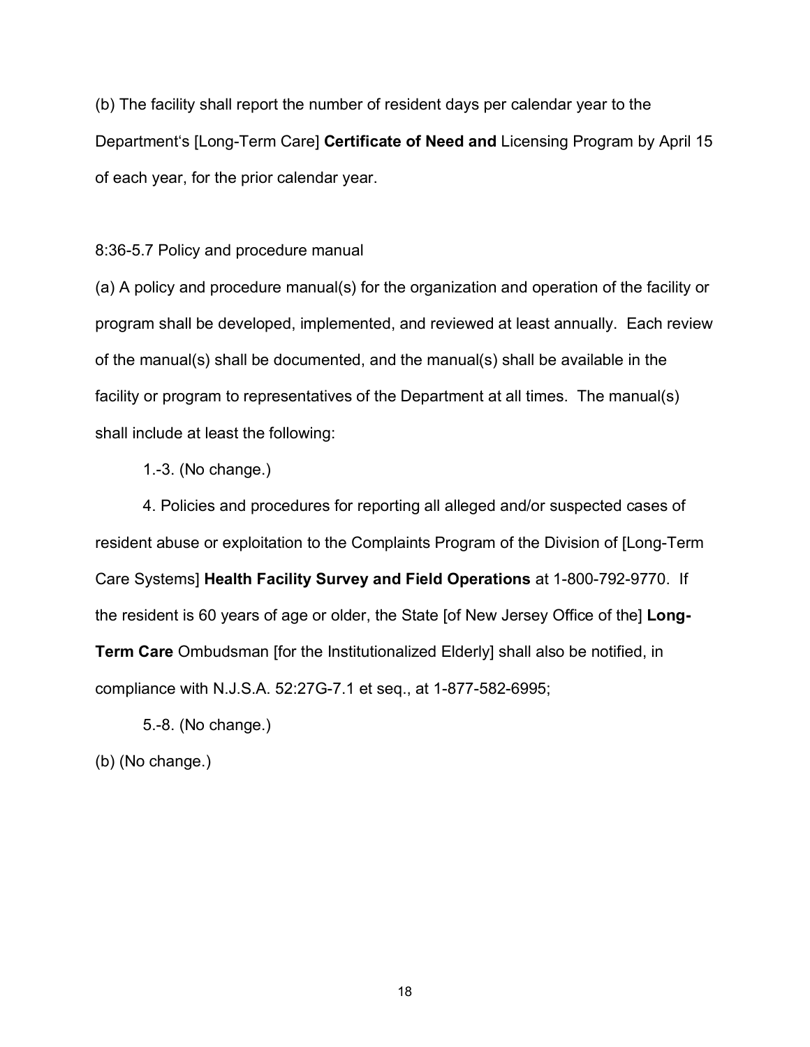(b) The facility shall report the number of resident days per calendar year to the Department's [Long-Term Care] **Certificate of Need and** Licensing Program by April 15 of each year, for the prior calendar year.

8:36-5.7 Policy and procedure manual

(a) A policy and procedure manual(s) for the organization and operation of the facility or program shall be developed, implemented, and reviewed at least annually. Each review of the manual(s) shall be documented, and the manual(s) shall be available in the facility or program to representatives of the Department at all times. The manual(s) shall include at least the following:

1.-3. (No change.)

4. Policies and procedures for reporting all alleged and/or suspected cases of resident abuse or exploitation to the Complaints Program of the Division of [Long-Term Care Systems] **Health Facility Survey and Field Operations** at 1-800-792-9770. If the resident is 60 years of age or older, the State [of New Jersey Office of the] **Long-Term Care** Ombudsman [for the Institutionalized Elderly] shall also be notified, in compliance with N.J.S.A. 52:27G-7.1 et seq., at 1-877-582-6995;

5.-8. (No change.)

(b) (No change.)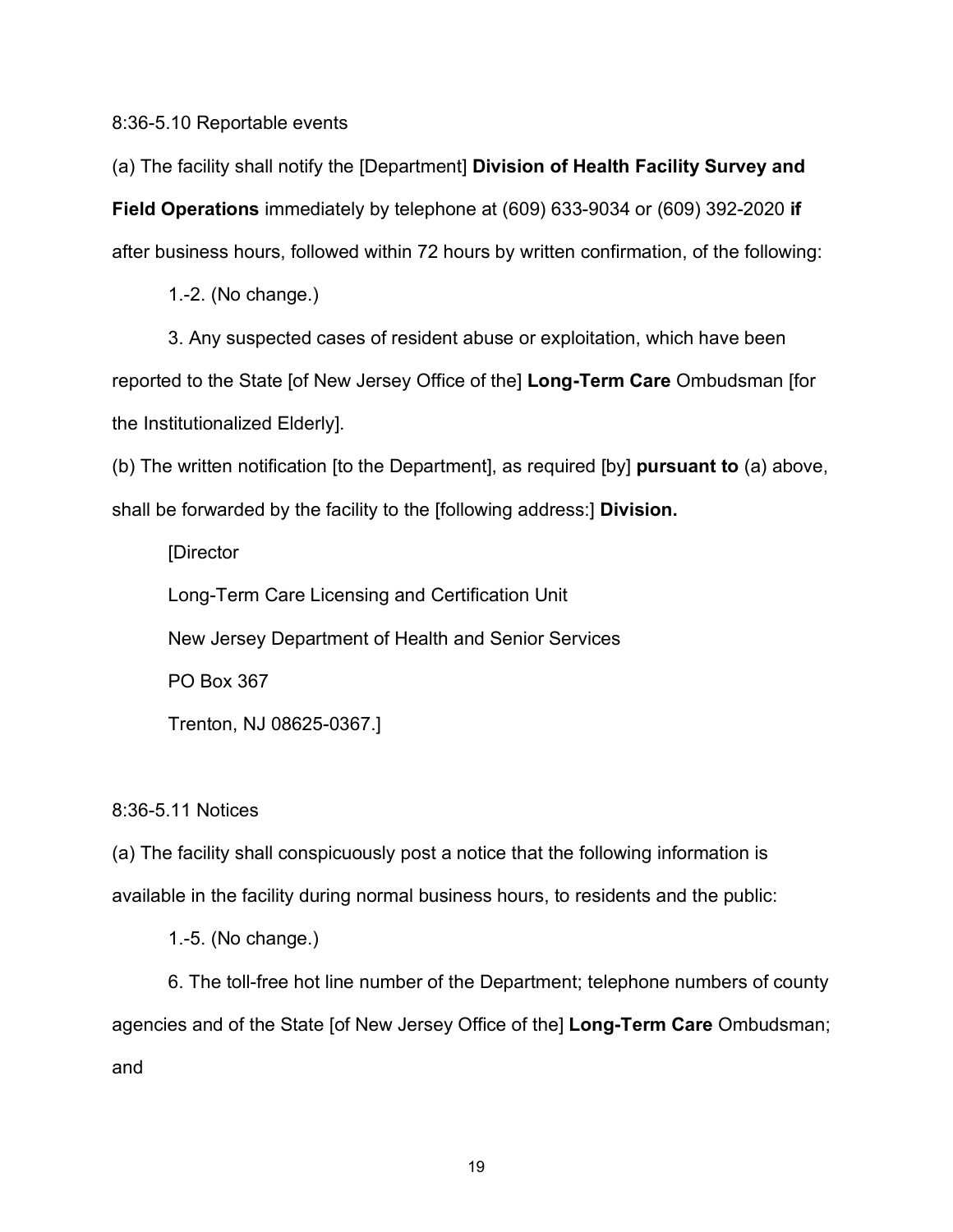8:36-5.10 Reportable events

(a) The facility shall notify the [Department] **Division of Health Facility Survey and Field Operations** immediately by telephone at (609) 633-9034 or (609) 392-2020 **if** after business hours, followed within 72 hours by written confirmation, of the following:

1.-2. (No change.)

3. Any suspected cases of resident abuse or exploitation, which have been reported to the State [of New Jersey Office of the] **Long-Term Care** Ombudsman [for the Institutionalized Elderly].

(b) The written notification [to the Department], as required [by] **pursuant to** (a) above, shall be forwarded by the facility to the [following address:] **Division.**

[Director

Long-Term Care Licensing and Certification Unit

New Jersey Department of Health and Senior Services

PO Box 367

Trenton, NJ 08625-0367.]

8:36-5.11 Notices

(a) The facility shall conspicuously post a notice that the following information is available in the facility during normal business hours, to residents and the public:

1.-5. (No change.)

6. The toll-free hot line number of the Department; telephone numbers of county agencies and of the State [of New Jersey Office of the] **Long-Term Care** Ombudsman; and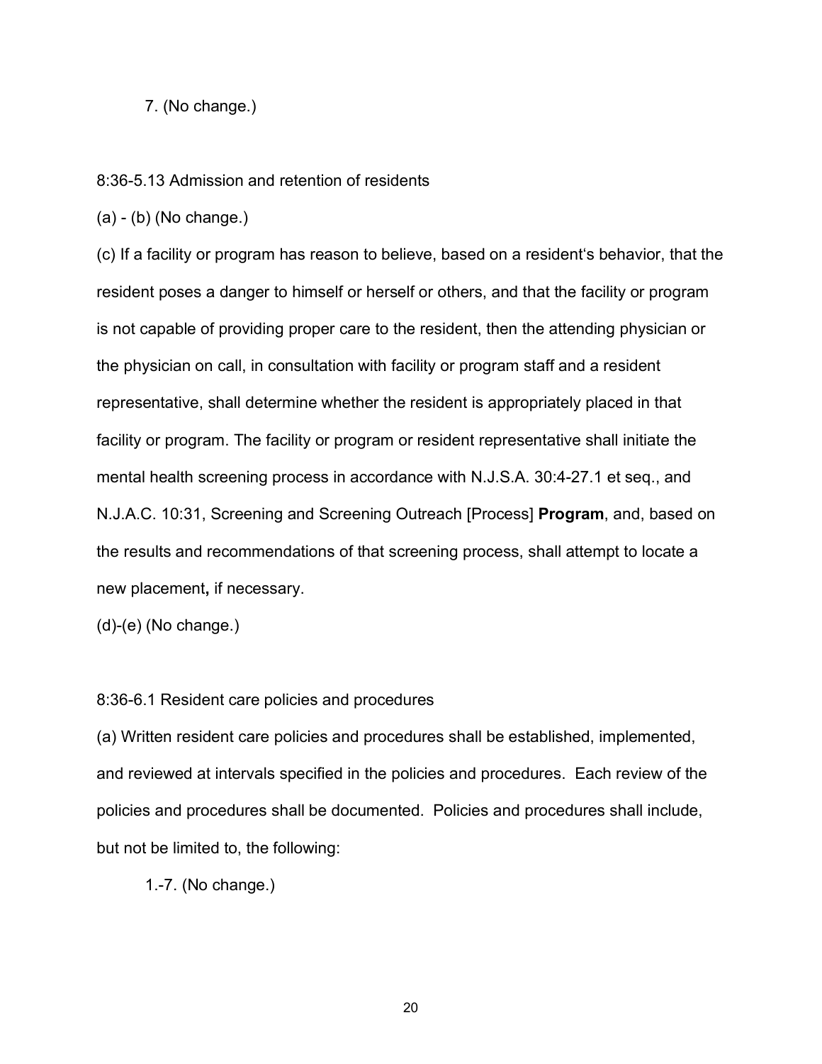7. (No change.)

8:36-5.13 Admission and retention of residents

(a) - (b) (No change.)

(c) If a facility or program has reason to believe, based on a resident's behavior, that the resident poses a danger to himself or herself or others, and that the facility or program is not capable of providing proper care to the resident, then the attending physician or the physician on call, in consultation with facility or program staff and a resident representative, shall determine whether the resident is appropriately placed in that facility or program. The facility or program or resident representative shall initiate the mental health screening process in accordance with N.J.S.A. 30:4-27.1 et seq., and N.J.A.C. 10:31, Screening and Screening Outreach [Process] **Program**, and, based on the results and recommendations of that screening process, shall attempt to locate a new placement**,** if necessary.

(d)-(e) (No change.)

8:36-6.1 Resident care policies and procedures

(a) Written resident care policies and procedures shall be established, implemented, and reviewed at intervals specified in the policies and procedures. Each review of the policies and procedures shall be documented. Policies and procedures shall include, but not be limited to, the following:

1.-7. (No change.)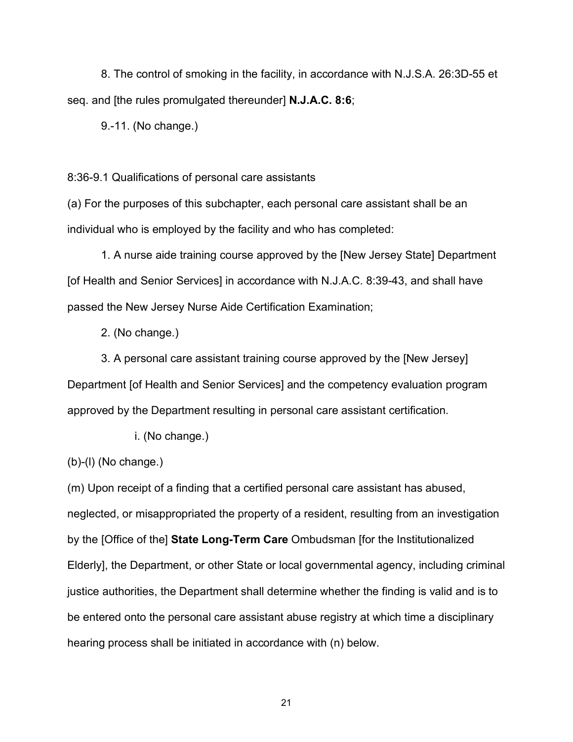8. The control of smoking in the facility, in accordance with N.J.S.A. 26:3D-55 et seq. and [the rules promulgated thereunder] **N.J.A.C. 8:6**;

9.-11. (No change.)

8:36-9.1 Qualifications of personal care assistants

(a) For the purposes of this subchapter, each personal care assistant shall be an individual who is employed by the facility and who has completed:

1. A nurse aide training course approved by the [New Jersey State] Department [of Health and Senior Services] in accordance with N.J.A.C. 8:39-43, and shall have passed the New Jersey Nurse Aide Certification Examination;

2. (No change.)

3. A personal care assistant training course approved by the [New Jersey] Department [of Health and Senior Services] and the competency evaluation program approved by the Department resulting in personal care assistant certification.

i. (No change.)

(b)-(l) (No change.)

(m) Upon receipt of a finding that a certified personal care assistant has abused, neglected, or misappropriated the property of a resident, resulting from an investigation by the [Office of the] **State Long-Term Care** Ombudsman [for the Institutionalized Elderly], the Department, or other State or local governmental agency, including criminal justice authorities, the Department shall determine whether the finding is valid and is to be entered onto the personal care assistant abuse registry at which time a disciplinary hearing process shall be initiated in accordance with (n) below.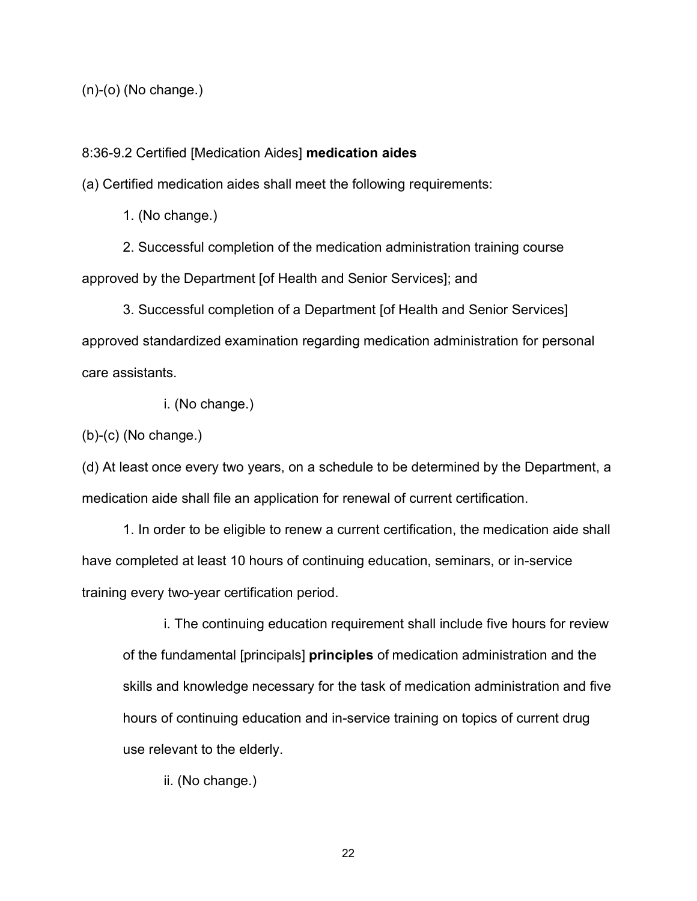(n)-(o) (No change.)

8:36-9.2 Certified [Medication Aides] **medication aides**

(a) Certified medication aides shall meet the following requirements:

1. (No change.)

2. Successful completion of the medication administration training course approved by the Department [of Health and Senior Services]; and

3. Successful completion of a Department [of Health and Senior Services] approved standardized examination regarding medication administration for personal care assistants.

i. (No change.)

(b)-(c) (No change.)

(d) At least once every two years, on a schedule to be determined by the Department, a medication aide shall file an application for renewal of current certification.

1. In order to be eligible to renew a current certification, the medication aide shall have completed at least 10 hours of continuing education, seminars, or in-service training every two-year certification period.

i. The continuing education requirement shall include five hours for review of the fundamental [principals] **principles** of medication administration and the skills and knowledge necessary for the task of medication administration and five hours of continuing education and in-service training on topics of current drug use relevant to the elderly.

ii. (No change.)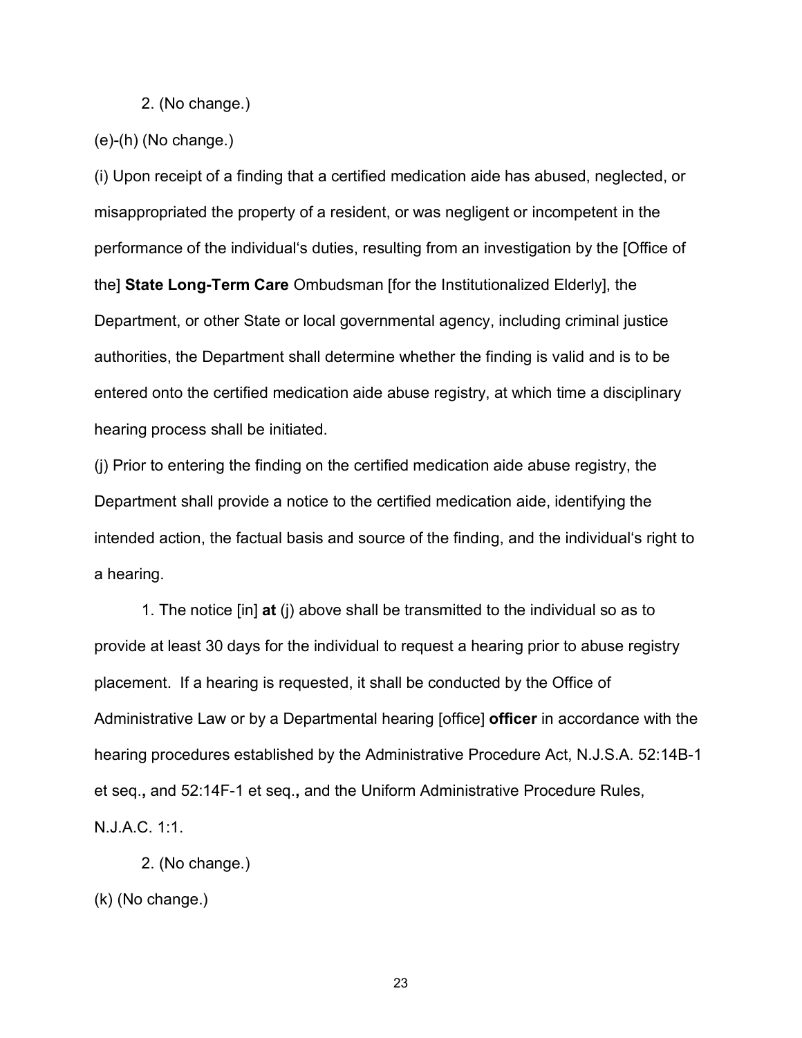2. (No change.)

(e)-(h) (No change.)

(i) Upon receipt of a finding that a certified medication aide has abused, neglected, or misappropriated the property of a resident, or was negligent or incompetent in the performance of the individual's duties, resulting from an investigation by the [Office of the] **State Long-Term Care** Ombudsman [for the Institutionalized Elderly], the Department, or other State or local governmental agency, including criminal justice authorities, the Department shall determine whether the finding is valid and is to be entered onto the certified medication aide abuse registry, at which time a disciplinary hearing process shall be initiated.

(j) Prior to entering the finding on the certified medication aide abuse registry, the Department shall provide a notice to the certified medication aide, identifying the intended action, the factual basis and source of the finding, and the individual's right to a hearing.

1. The notice [in] **at** (j) above shall be transmitted to the individual so as to provide at least 30 days for the individual to request a hearing prior to abuse registry placement. If a hearing is requested, it shall be conducted by the Office of Administrative Law or by a Departmental hearing [office] **officer** in accordance with the hearing procedures established by the Administrative Procedure Act, N.J.S.A. 52:14B-1 et seq.**,** and 52:14F-1 et seq.**,** and the Uniform Administrative Procedure Rules, N.J.A.C. 1:1.

2. (No change.)

(k) (No change.)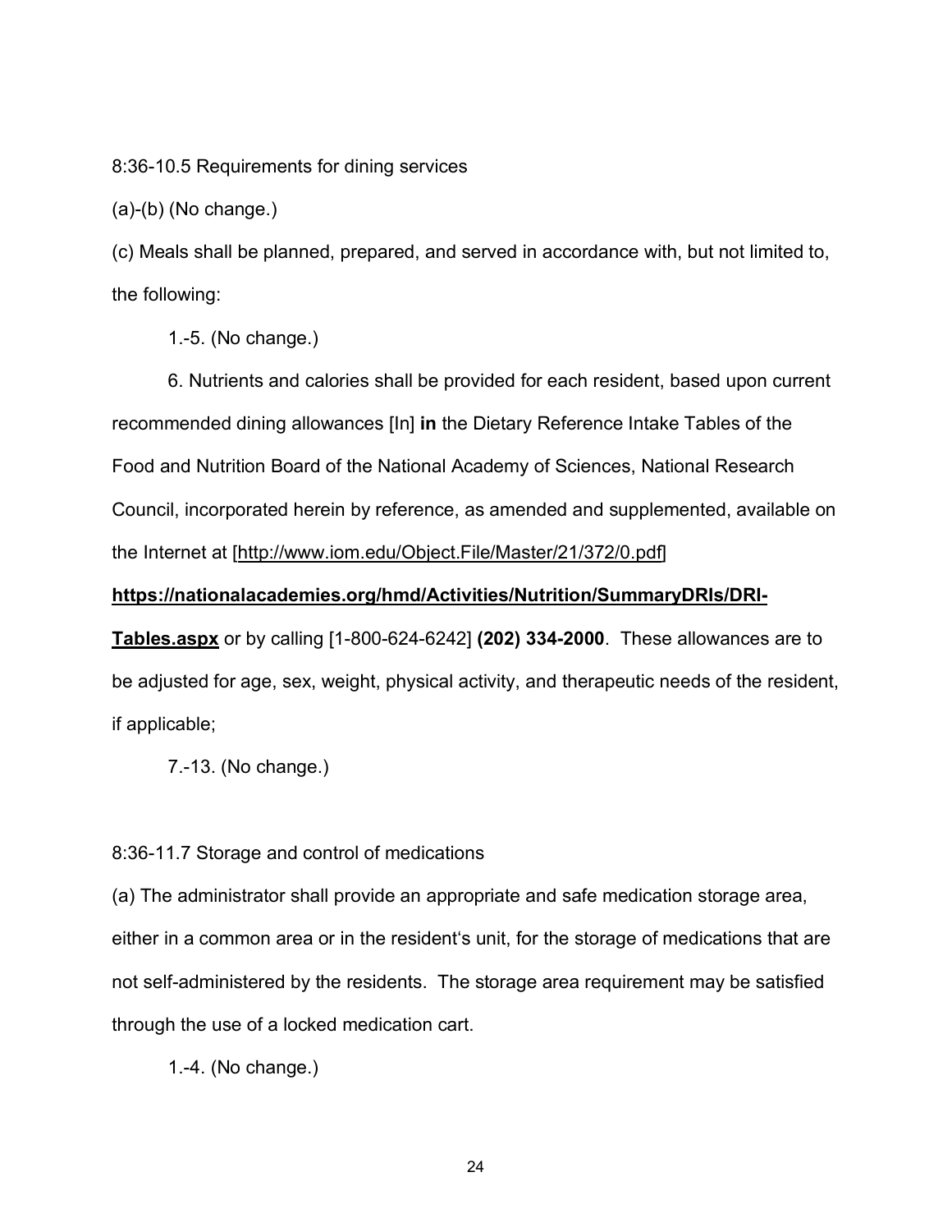8:36-10.5 Requirements for dining services

(a)-(b) (No change.)

(c) Meals shall be planned, prepared, and served in accordance with, but not limited to, the following:

1.-5. (No change.)

6. Nutrients and calories shall be provided for each resident, based upon current recommended dining allowances [In] **in** the Dietary Reference Intake Tables of the Food and Nutrition Board of the National Academy of Sciences, National Research Council, incorporated herein by reference, as amended and supplemented, available on the Internet at [http://www.iom.edu/Object.File/Master/21/372/0.pdf] **https://nationalacademies.org/hmd/Activities/Nutrition/SummaryDRIs/DRI-Tables.aspx** or by calling [1-800-624-6242] **(202) 334-2000**. These allowances are to be adjusted for age, sex, weight, physical activity, and therapeutic needs of the resident, if applicable;

7.-13. (No change.)

8:36-11.7 Storage and control of medications

(a) The administrator shall provide an appropriate and safe medication storage area, either in a common area or in the resident's unit, for the storage of medications that are not self-administered by the residents. The storage area requirement may be satisfied through the use of a locked medication cart.

1.-4. (No change.)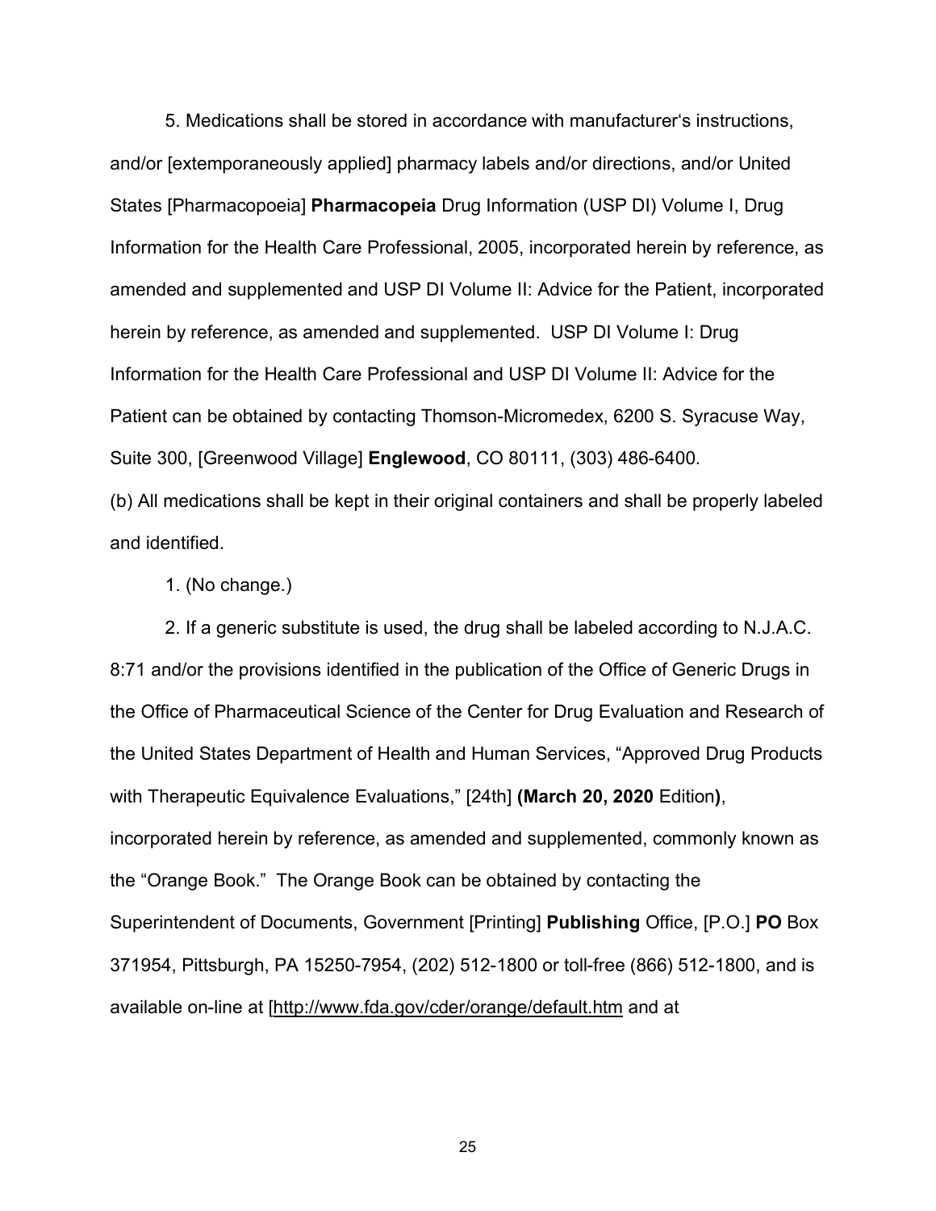5. Medications shall be stored in accordance with manufacturer's instructions, and/or [extemporaneously applied] pharmacy labels and/or directions, and/or United States [Pharmacopoeia] **Pharmacopeia** Drug Information (USP DI) Volume I, Drug Information for the Health Care Professional, 2005, incorporated herein by reference, as amended and supplemented and USP DI Volume II: Advice for the Patient, incorporated herein by reference, as amended and supplemented. USP DI Volume I: Drug Information for the Health Care Professional and USP DI Volume II: Advice for the Patient can be obtained by contacting Thomson-Micromedex, 6200 S. Syracuse Way, Suite 300, [Greenwood Village] **Englewood**, CO 80111, (303) 486-6400.

(b) All medications shall be kept in their original containers and shall be properly labeled and identified.

1. (No change.)

2. If a generic substitute is used, the drug shall be labeled according to N.J.A.C. 8:71 and/or the provisions identified in the publication of the Office of Generic Drugs in the Office of Pharmaceutical Science of the Center for Drug Evaluation and Research of the United States Department of Health and Human Services, "Approved Drug Products with Therapeutic Equivalence Evaluations," [24th] **(March 20, 2020** Edition**)**, incorporated herein by reference, as amended and supplemented, commonly known as the "Orange Book." The Orange Book can be obtained by contacting the Superintendent of Documents, Government [Printing] **Publishing** Office, [P.O.] **PO** Box 371954, Pittsburgh, PA 15250-7954, (202) 512-1800 or toll-free (866) 512-1800, and is available on-line at [http://www.fda.gov/cder/orange/default.htm and at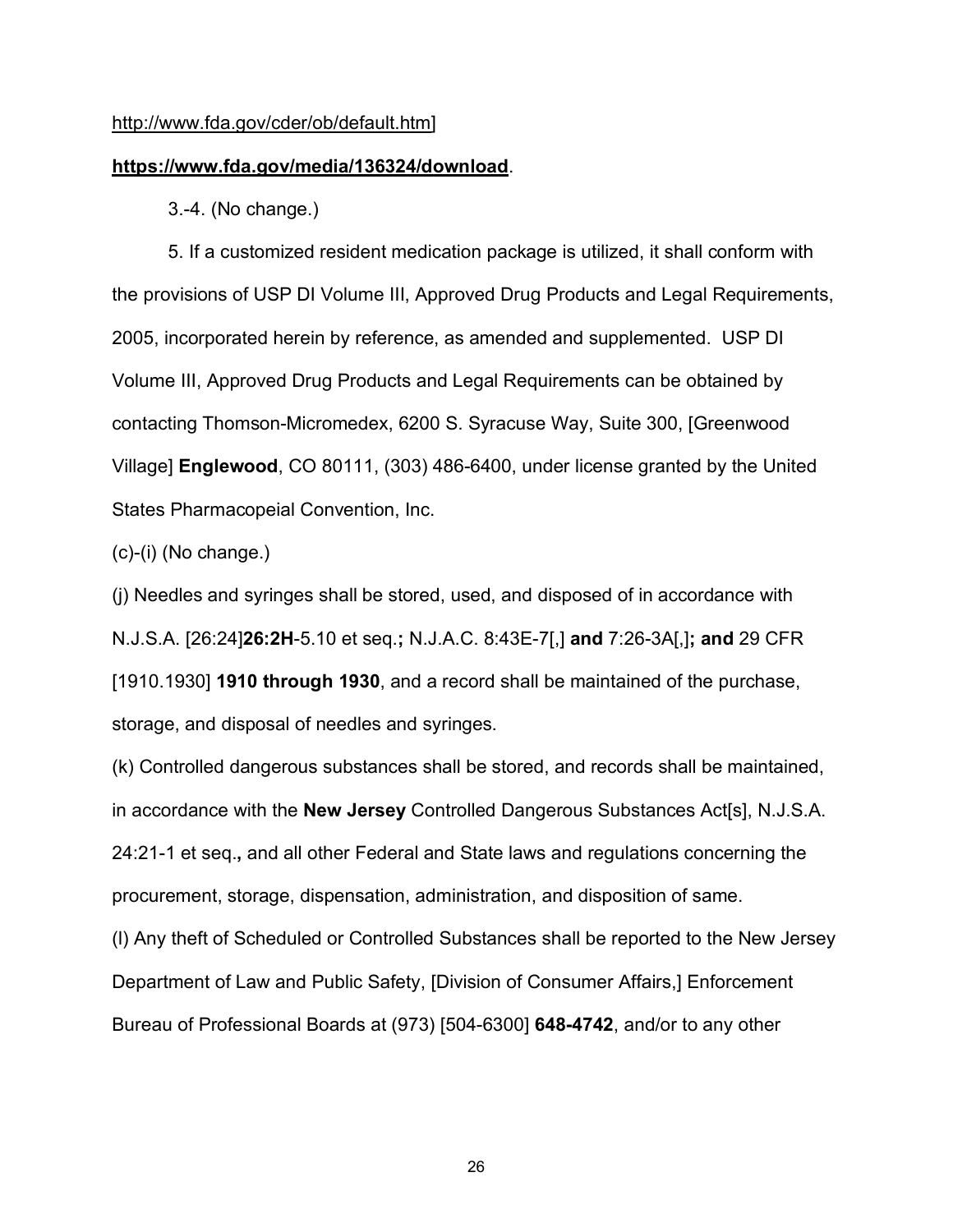http://www.fda.gov/cder/ob/default.htm]

**https://www.fda.gov/media/136324/download**.

3.-4. (No change.)

5. If a customized resident medication package is utilized, it shall conform with the provisions of USP DI Volume III, Approved Drug Products and Legal Requirements, 2005, incorporated herein by reference, as amended and supplemented. USP DI Volume III, Approved Drug Products and Legal Requirements can be obtained by contacting Thomson-Micromedex, 6200 S. Syracuse Way, Suite 300, [Greenwood Village] **Englewood**, CO 80111, (303) 486-6400, under license granted by the United States Pharmacopeial Convention, Inc.

(c)-(i) (No change.)

(j) Needles and syringes shall be stored, used, and disposed of in accordance with N.J.S.A. [26:24]**26:2H**-5.10 et seq.**;** N.J.A.C. 8:43E-7[,] **and** 7:26-3A[,]**; and** 29 CFR [1910.1930] **1910 through 1930**, and a record shall be maintained of the purchase, storage, and disposal of needles and syringes.

(k) Controlled dangerous substances shall be stored, and records shall be maintained, in accordance with the **New Jersey** Controlled Dangerous Substances Act[s], N.J.S.A. 24:21-1 et seq.**,** and all other Federal and State laws and regulations concerning the procurement, storage, dispensation, administration, and disposition of same.

(l) Any theft of Scheduled or Controlled Substances shall be reported to the New Jersey Department of Law and Public Safety, [Division of Consumer Affairs,] Enforcement Bureau of Professional Boards at (973) [504-6300] **648-4742**, and/or to any other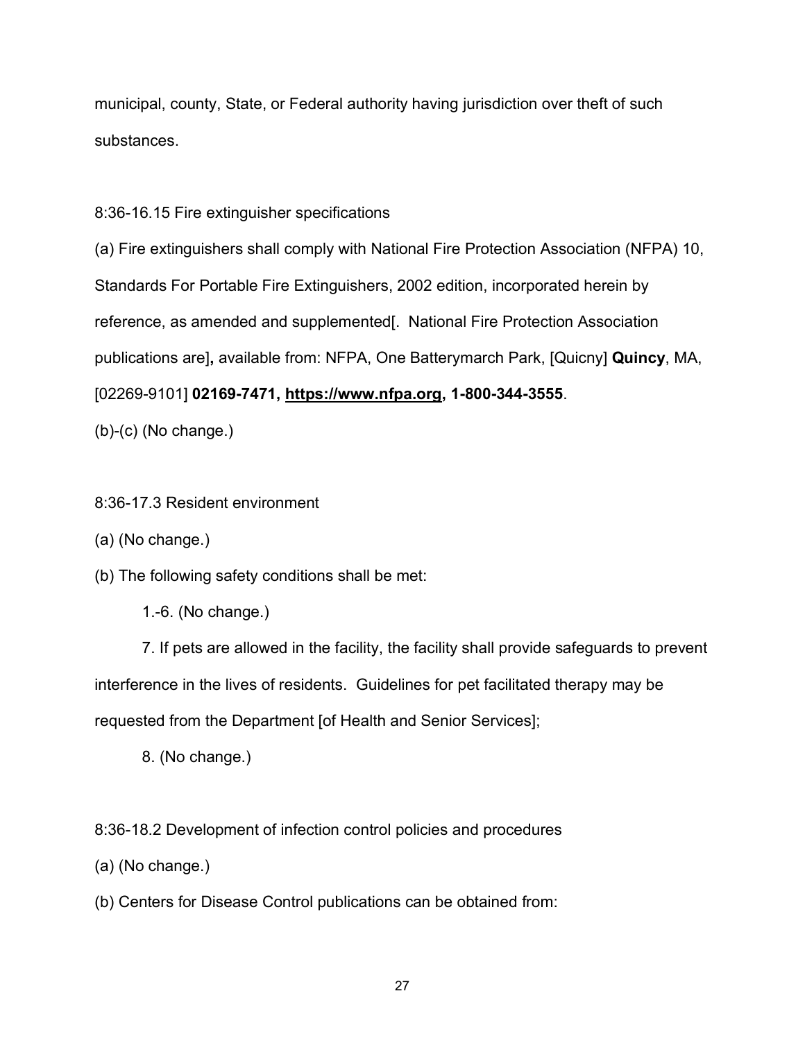municipal, county, State, or Federal authority having jurisdiction over theft of such substances.

8:36-16.15 Fire extinguisher specifications

(a) Fire extinguishers shall comply with National Fire Protection Association (NFPA) 10, Standards For Portable Fire Extinguishers, 2002 edition, incorporated herein by reference, as amended and supplemented[. National Fire Protection Association publications are]**,** available from: NFPA, One Batterymarch Park, [Quicny] **Quincy**, MA, [02269-9101] **02169-7471, https://www.nfpa.org, 1-800-344-3555**.

(b)-(c) (No change.)

8:36-17.3 Resident environment

(a) (No change.)

(b) The following safety conditions shall be met:

1.-6. (No change.)

7. If pets are allowed in the facility, the facility shall provide safeguards to prevent interference in the lives of residents. Guidelines for pet facilitated therapy may be requested from the Department [of Health and Senior Services];

8. (No change.)

8:36-18.2 Development of infection control policies and procedures

(a) (No change.)

(b) Centers for Disease Control publications can be obtained from: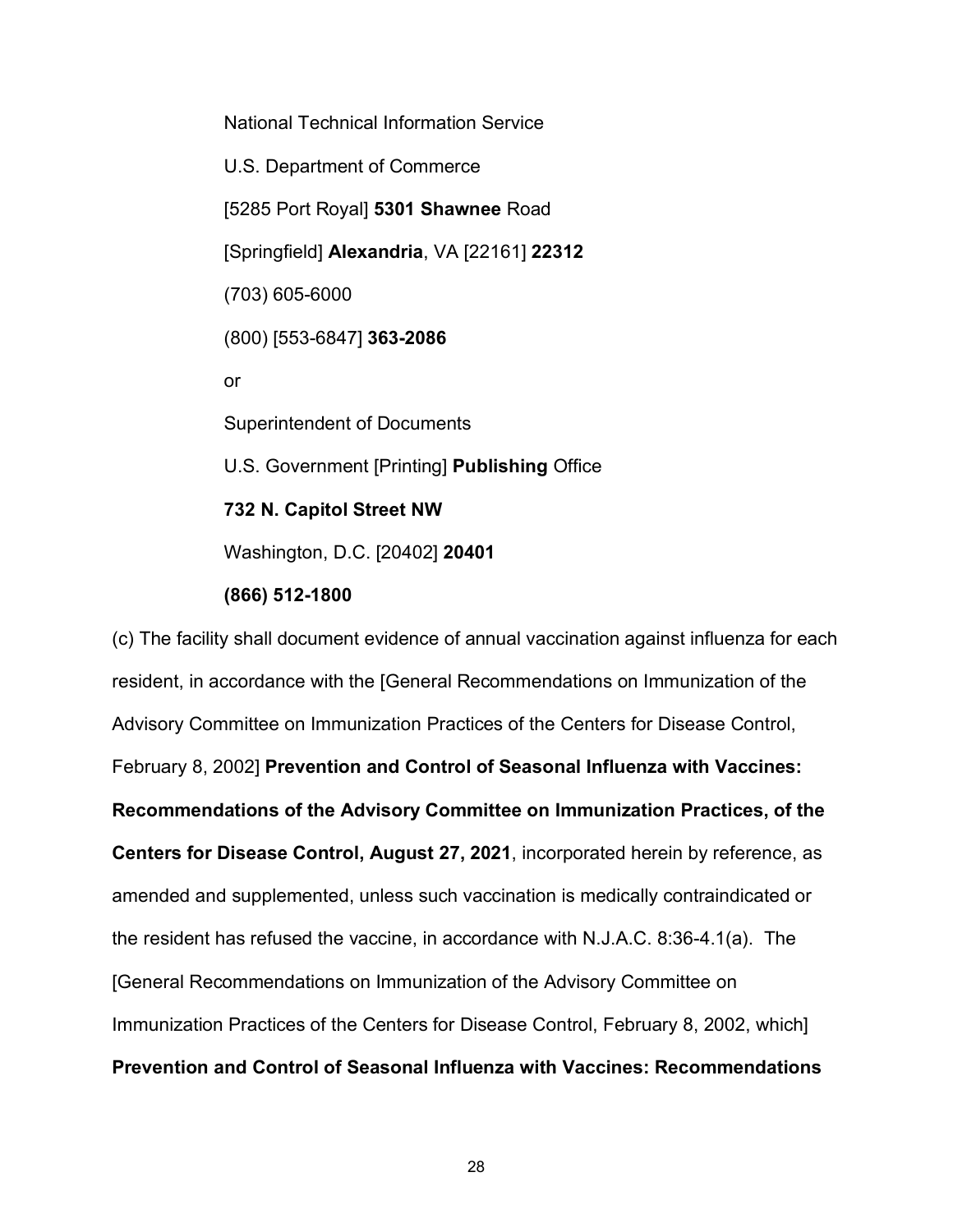National Technical Information Service

U.S. Department of Commerce

[5285 Port Royal] **5301 Shawnee** Road

[Springfield] **Alexandria**, VA [22161] **22312**

(703) 605-6000

(800) [553-6847] **363-2086**

or

Superintendent of Documents

U.S. Government [Printing] **Publishing** Office

**732 N. Capitol Street NW**

Washington, D.C. [20402] **20401**

**(866) 512-1800**

(c) The facility shall document evidence of annual vaccination against influenza for each resident, in accordance with the [General Recommendations on Immunization of the Advisory Committee on Immunization Practices of the Centers for Disease Control, February 8, 2002] **Prevention and Control of Seasonal Influenza with Vaccines: Recommendations of the Advisory Committee on Immunization Practices, of the Centers for Disease Control, August 27, 2021**, incorporated herein by reference, as amended and supplemented, unless such vaccination is medically contraindicated or the resident has refused the vaccine, in accordance with N.J.A.C. 8:36-4.1(a). The [General Recommendations on Immunization of the Advisory Committee on Immunization Practices of the Centers for Disease Control, February 8, 2002, which] **Prevention and Control of Seasonal Influenza with Vaccines: Recommendations**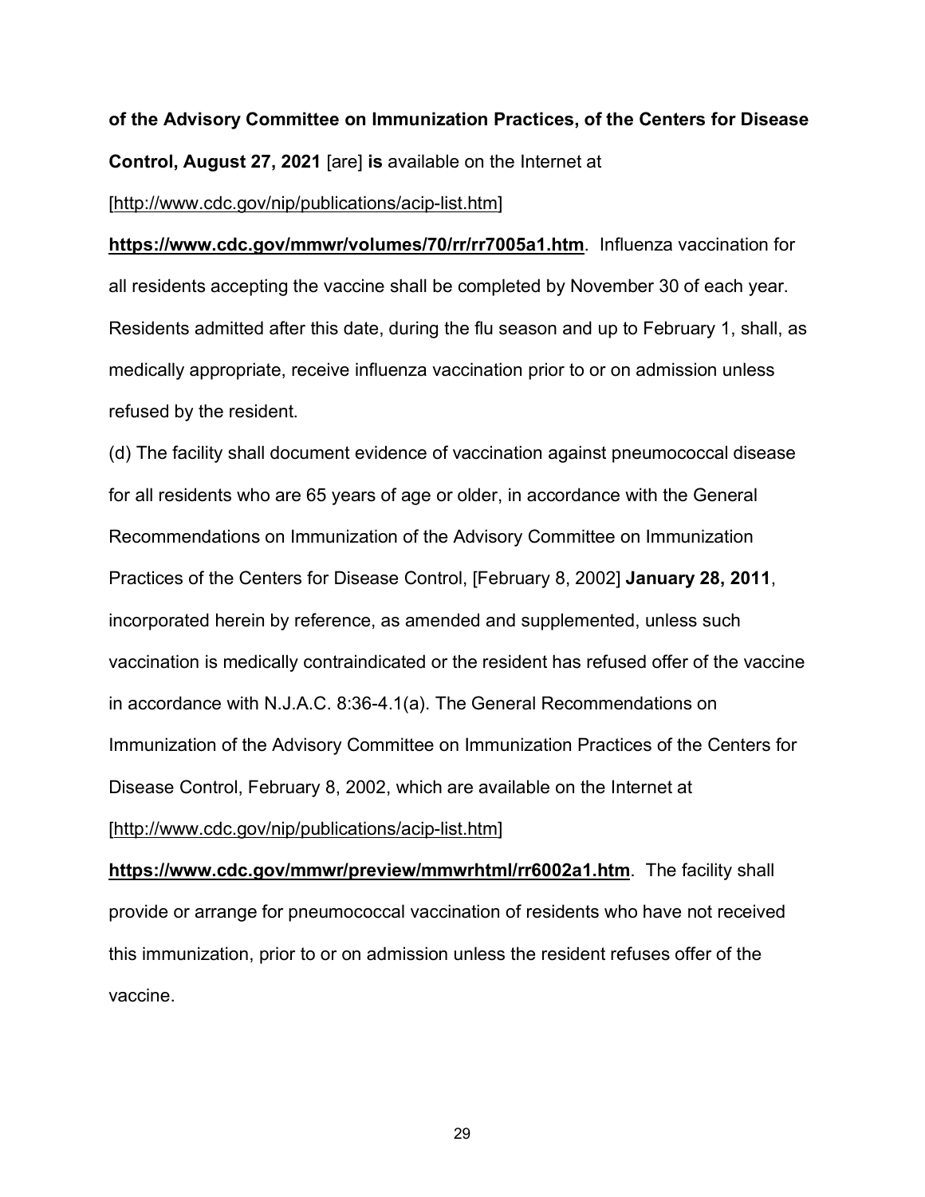**of the Advisory Committee on Immunization Practices, of the Centers for Disease Control, August 27, 2021** [are] **is** available on the Internet at [http://www.cdc.gov/nip/publications/acip-list.htm] **https://www.cdc.gov/mmwr/volumes/70/rr/rr7005a1.htm**. Influenza vaccination for all residents accepting the vaccine shall be completed by November 30 of each year. Residents admitted after this date, during the flu season and up to February 1, shall, as medically appropriate, receive influenza vaccination prior to or on admission unless refused by the resident.

(d) The facility shall document evidence of vaccination against pneumococcal disease for all residents who are 65 years of age or older, in accordance with the General Recommendations on Immunization of the Advisory Committee on Immunization Practices of the Centers for Disease Control, [February 8, 2002] **January 28, 2011**, incorporated herein by reference, as amended and supplemented, unless such vaccination is medically contraindicated or the resident has refused offer of the vaccine in accordance with N.J.A.C. 8:36-4.1(a). The General Recommendations on Immunization of the Advisory Committee on Immunization Practices of the Centers for Disease Control, February 8, 2002, which are available on the Internet at [http://www.cdc.gov/nip/publications/acip-list.htm] **https://www.cdc.gov/mmwr/preview/mmwrhtml/rr6002a1.htm**. The facility shall provide or arrange for pneumococcal vaccination of residents who have not received this immunization, prior to or on admission unless the resident refuses offer of the vaccine.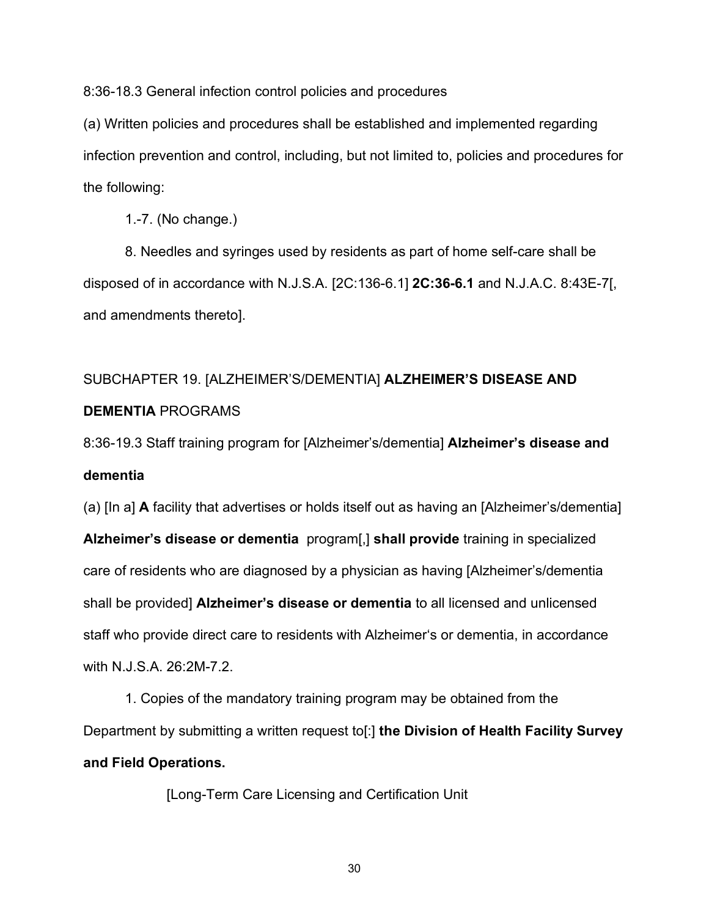8:36-18.3 General infection control policies and procedures

(a) Written policies and procedures shall be established and implemented regarding infection prevention and control, including, but not limited to, policies and procedures for the following:

1.-7. (No change.)

8. Needles and syringes used by residents as part of home self-care shall be disposed of in accordance with N.J.S.A. [2C:136-6.1] **2C:36-6.1** and N.J.A.C. 8:43E-7[, and amendments thereto].

SUBCHAPTER 19. [ALZHEIMER'S/DEMENTIA] **ALZHEIMER'S DISEASE AND DEMENTIA** PROGRAMS

8:36-19.3 Staff training program for [Alzheimer's/dementia] **Alzheimer's disease and dementia**

(a) [In a] **A** facility that advertises or holds itself out as having an [Alzheimer's/dementia] **Alzheimer's disease or dementia** program[,] **shall provide** training in specialized care of residents who are diagnosed by a physician as having [Alzheimer's/dementia shall be provided] **Alzheimer's disease or dementia** to all licensed and unlicensed staff who provide direct care to residents with Alzheimer's or dementia, in accordance with N.J.S.A. 26:2M-7.2.

1. Copies of the mandatory training program may be obtained from the Department by submitting a written request to[:] **the Division of Health Facility Survey and Field Operations.**

[Long-Term Care Licensing and Certification Unit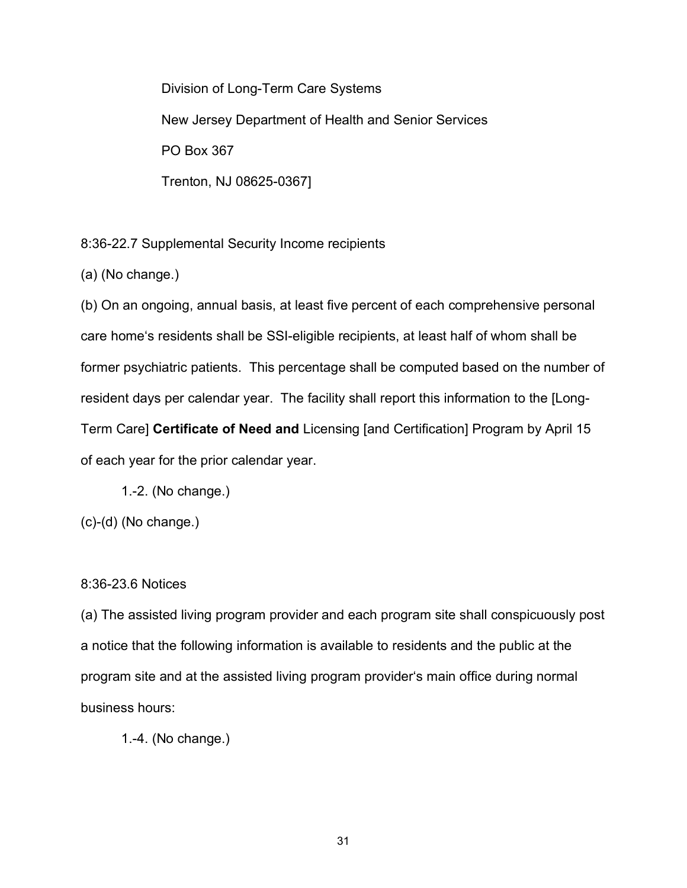Division of Long-Term Care Systems

New Jersey Department of Health and Senior Services

PO Box 367

Trenton, NJ 08625-0367]

8:36-22.7 Supplemental Security Income recipients

(a) (No change.)

(b) On an ongoing, annual basis, at least five percent of each comprehensive personal care home's residents shall be SSI-eligible recipients, at least half of whom shall be former psychiatric patients. This percentage shall be computed based on the number of resident days per calendar year. The facility shall report this information to the [Long-Term Care] **Certificate of Need and** Licensing [and Certification] Program by April 15 of each year for the prior calendar year.

1.-2. (No change.)

(c)-(d) (No change.)

8:36-23.6 Notices

(a) The assisted living program provider and each program site shall conspicuously post a notice that the following information is available to residents and the public at the program site and at the assisted living program provider's main office during normal business hours:

1.-4. (No change.)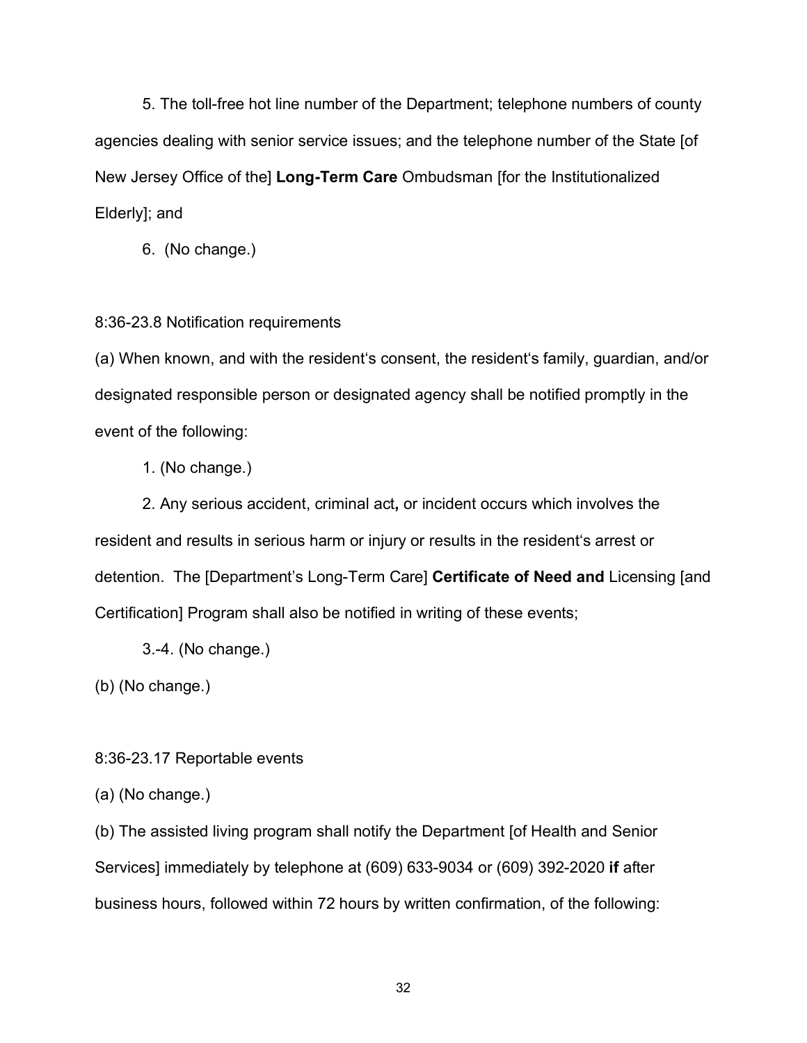5. The toll-free hot line number of the Department; telephone numbers of county agencies dealing with senior service issues; and the telephone number of the State [of New Jersey Office of the] **Long-Term Care** Ombudsman [for the Institutionalized Elderly]; and

6. (No change.)

8:36-23.8 Notification requirements

(a) When known, and with the resident's consent, the resident's family, guardian, and/or designated responsible person or designated agency shall be notified promptly in the event of the following:

1. (No change.)

2. Any serious accident, criminal act**,** or incident occurs which involves the resident and results in serious harm or injury or results in the resident's arrest or detention. The [Department's Long-Term Care] **Certificate of Need and** Licensing [and Certification] Program shall also be notified in writing of these events;

3.-4. (No change.)

(b) (No change.)

8:36-23.17 Reportable events

(a) (No change.)

(b) The assisted living program shall notify the Department [of Health and Senior Services] immediately by telephone at (609) 633-9034 or (609) 392-2020 **if** after business hours, followed within 72 hours by written confirmation, of the following: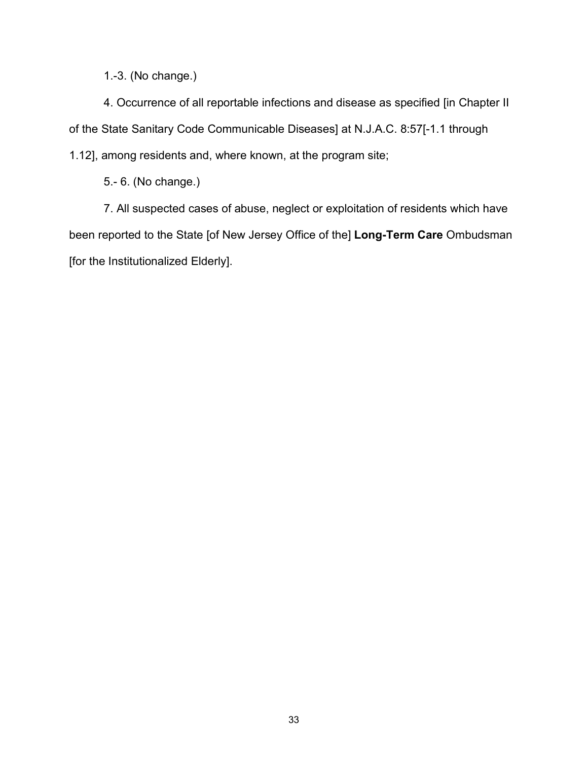1.-3. (No change.)

4. Occurrence of all reportable infections and disease as specified [in Chapter II of the State Sanitary Code Communicable Diseases] at N.J.A.C. 8:57[-1.1 through 1.12], among residents and, where known, at the program site;

5.- 6. (No change.)

7. All suspected cases of abuse, neglect or exploitation of residents which have been reported to the State [of New Jersey Office of the] **Long-Term Care** Ombudsman [for the Institutionalized Elderly].